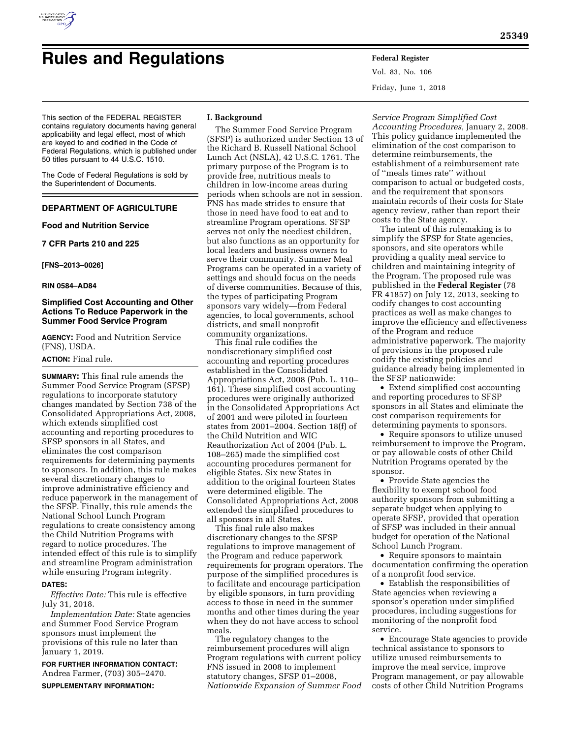# Rules and Regulations

This section of the FEDERAL REGISTER contains regulatory documents having general applicability and legal effect, most of which are keyed to and codified in the Code of Federal Regulations, which is published under 50 titles pursuant to 44 U.S.C. 1510.

The Code of Federal Regulations is sold by the Superintendent of Documents.

## DEPARTMENT OF AGRICULTURE

### Food and Nutrition Service

### 7 CFR Parts 210 and 225

**[FNS–2013–0026]**

**RIN 0584–AD84**

### Simplified Cost Accounting and Other Actions To Reduce Paperwork in the Summer Food Service Program

**AGENCY:** Food and Nutrition Service (FNS), USDA.

**ACTION:** Final rule.

**SUMMARY:** This final rule amends the Summer Food Service Program (SFSP) regulations to incorporate statutory changes mandated by Section 738 of the Consolidated Appropriations Act, 2008, which extends simplified cost accounting and reporting procedures to SFSP sponsors in all States, and eliminates the cost comparison requirements for determining payments to sponsors. In addition, this rule makes several discretionary changes to improve administrative efficiency and reduce paperwork in the management of the SFSP. Finally, this rule amends the National School Lunch Program regulations to create consistency among the Child Nutrition Programs with regard to notice procedures. The intended effect of this rule is to simplify and streamline Program administration while ensuring Program integrity.

**DATES:**

*Effective Date:* This rule is effective July 31, 2018.

*Implementation Date:* State agencies and Summer Food Service Program sponsors must implement the provisions of this rule no later than January 1, 2019.

**FOR FURTHER INFORMATION CONTACT:** Andrea Farmer, (703) 305–2470.

**SUPPLEMENTARY INFORMATION:**

## I. Background

The Summer Food Service Program (SFSP) is authorized under Section 13 of the Richard B. Russell National School Lunch Act (NSLA), 42 U.S.C. 1761. The primary purpose of the Program is to provide free, nutritious meals to children in low-income areas during periods when schools are not in session. FNS has made strides to ensure that those in need have food to eat and to streamline Program operations. SFSP serves not only the neediest children, but also functions as an opportunity for local leaders and business owners to serve their community. Summer Meal Programs can be operated in a variety of settings and should focus on the needs of diverse communities. Because of this, the types of participating Program sponsors vary widely—from Federal agencies, to local governments, school districts, and small nonprofit community organizations.

This final rule codifies the nondiscretionary simplified cost accounting and reporting procedures established in the Consolidated Appropriations Act, 2008 (Pub. L. 110–161). These simplified cost accounting procedures were originally authorized in the Consolidated Appropriations Act of 2001 and were piloted in fourteen states from 2001–2004. Section 18(f) of the Child Nutrition and WIC Reauthorization Act of 2004 (Pub. L. 108–265) made the simplified cost accounting procedures permanent for eligible States. Six new States in addition to the original fourteen States were determined eligible. The Consolidated Appropriations Act, 2008 extended the simplified procedures to all sponsors in all States.

This final rule also makes discretionary changes to the SFSP regulations to improve management of the Program and reduce paperwork requirements for program operators. The purpose of the simplified procedures is to facilitate and encourage participation by eligible sponsors, in turn providing access to those in need in the summer months and other times during the year when they do not have access to school meals.

The regulatory changes to the reimbursement procedures will align Program regulations with current policy FNS issued in 2008 to implement statutory changes, SFSP 01–2008, *Nationwide Expansion of Summer Food Service Program Simplified Cost Accounting Procedures,* January 2, 2008. This policy guidance implemented the elimination of the cost comparison to determine reimbursements, the establishment of a reimbursement rate of ''meals times rate'' without comparison to actual or budgeted costs, and the requirement that sponsors maintain records of their costs for State agency review, rather than report their costs to the State agency.

The intent of this rulemaking is to simplify the SFSP for State agencies, sponsors, and site operators while providing a quality meal service to children and maintaining integrity of the Program. The proposed rule was published in the **Federal Register** (78 FR 41857) on July 12, 2013, seeking to codify changes to cost accounting practices as well as make changes to improve the efficiency and effectiveness of the Program and reduce administrative paperwork. The majority of provisions in the proposed rule codify the existing policies and guidance already being implemented in the SFSP nationwide:

- Extend simplified cost accounting and reporting procedures to SFSP sponsors in all States and eliminate the cost comparison requirements for determining payments to sponsors.
- Require sponsors to utilize unused reimbursement to improve the Program, or pay allowable costs of other Child Nutrition Programs operated by the sponsor.
- Provide State agencies the flexibility to exempt school food authority sponsors from submitting a separate budget when applying to operate SFSP, provided that operation of SFSP was included in their annual budget for operation of the National School Lunch Program.
- Require sponsors to maintain documentation confirming the operation of a nonprofit food service.
- Establish the responsibilities of State agencies when reviewing a sponsor's operation under simplified procedures, including suggestions for monitoring of the nonprofit food service.
- Encourage State agencies to provide technical assistance to sponsors to utilize unused reimbursements to improve the meal service, improve Program management, or pay allowable costs of other Child Nutrition Programs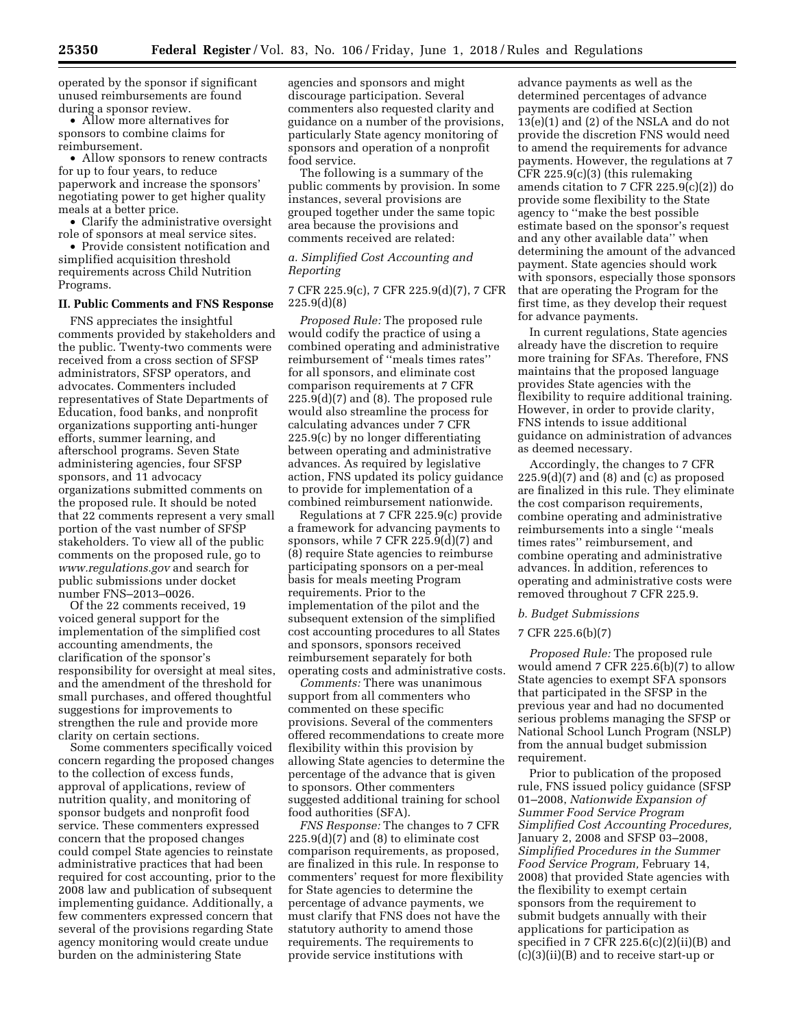operated by the sponsor if significant unused reimbursements are found during a sponsor review.

- Allow more alternatives for sponsors to combine claims for reimbursement.
- Allow sponsors to renew contracts for up to four years, to reduce paperwork and increase the sponsors' negotiating power to get higher quality meals at a better price.
- Clarify the administrative oversight role of sponsors at meal service sites.
- Provide consistent notification and simplified acquisition threshold requirements across Child Nutrition Programs.

## II. Public Comments and FNS Response

FNS appreciates the insightful comments provided by stakeholders and the public. Twenty-two comments were received from a cross section of SFSP administrators, SFSP operators, and advocates. Commenters included representatives of State Departments of Education, food banks, and nonprofit organizations supporting anti-hunger efforts, summer learning, and afterschool programs. Seven State administering agencies, four SFSP sponsors, and 11 advocacy organizations submitted comments on the proposed rule. It should be noted that 22 comments represent a very small portion of the vast number of SFSP stakeholders. To view all of the public comments on the proposed rule, go to *www.regulations.gov* and search for public submissions under docket number FNS–2013–0026.

Of the 22 comments received, 19 voiced general support for the implementation of the simplified cost accounting amendments, the clarification of the sponsor's responsibility for oversight at meal sites, and the amendment of the threshold for small purchases, and offered thoughtful suggestions for improvements to strengthen the rule and provide more clarity on certain sections.

Some commenters specifically voiced concern regarding the proposed changes to the collection of excess funds, approval of applications, review of nutrition quality, and monitoring of sponsor budgets and nonprofit food service. These commenters expressed concern that the proposed changes could compel State agencies to reinstate administrative practices that had been required for cost accounting, prior to the 2008 law and publication of subsequent implementing guidance. Additionally, a few commenters expressed concern that several of the provisions regarding State agency monitoring would create undue burden on the administering State agencies and sponsors and might discourage participation. Several commenters also requested clarity and guidance on a number of the provisions, particularly State agency monitoring of sponsors and operation of a nonprofit food service.

The following is a summary of the public comments by provision. In some instances, several provisions are grouped together under the same topic area because the provisions and comments received are related:

### *a. Simplified Cost Accounting and Reporting*

7 CFR 225.9(c), 7 CFR 225.9(d)(7), 7 CFR 225.9(d)(8)

*Proposed Rule:* The proposed rule would codify the practice of using a combined operating and administrative reimbursement of ''meals times rates'' for all sponsors, and eliminate cost comparison requirements at 7 CFR 225.9(d)(7) and (8). The proposed rule would also streamline the process for calculating advances under 7 CFR 225.9(c) by no longer differentiating between operating and administrative advances. As required by legislative action, FNS updated its policy guidance to provide for implementation of a combined reimbursement nationwide.

Regulations at 7 CFR 225.9(c) provide a framework for advancing payments to sponsors, while 7 CFR 225.9(d)(7) and (8) require State agencies to reimburse participating sponsors on a per-meal basis for meals meeting Program requirements. Prior to the implementation of the pilot and the subsequent extension of the simplified cost accounting procedures to all States and sponsors, sponsors received reimbursement separately for both operating costs and administrative costs.

*Comments:* There was unanimous support from all commenters who commented on these specific provisions. Several of the commenters offered recommendations to create more flexibility within this provision by allowing State agencies to determine the percentage of the advance that is given to sponsors. Other commenters suggested additional training for school food authorities (SFA).

*FNS Response:* The changes to 7 CFR 225.9(d)(7) and (8) to eliminate cost comparison requirements, as proposed, are finalized in this rule. In response to commenters' request for more flexibility for State agencies to determine the percentage of advance payments, we must clarify that FNS does not have the statutory authority to amend those requirements. The requirements to provide service institutions with advance payments as well as the determined percentages of advance payments are codified at Section 13(e)(1) and (2) of the NSLA and do not provide the discretion FNS would need to amend the requirements for advance payments. However, the regulations at 7 CFR 225.9(c)(3) (this rulemaking amends citation to 7 CFR 225.9(c)(2)) do provide some flexibility to the State agency to ''make the best possible estimate based on the sponsor's request and any other available data'' when determining the amount of the advanced payment. State agencies should work with sponsors, especially those sponsors that are operating the Program for the first time, as they develop their request for advance payments.

In current regulations, State agencies already have the discretion to require more training for SFAs. Therefore, FNS maintains that the proposed language provides State agencies with the flexibility to require additional training. However, in order to provide clarity, FNS intends to issue additional guidance on administration of advances as deemed necessary.

Accordingly, the changes to 7 CFR 225.9(d)(7) and (8) and (c) as proposed are finalized in this rule. They eliminate the cost comparison requirements, combine operating and administrative reimbursements into a single ''meals times rates'' reimbursement, and combine operating and administrative advances. In addition, references to operating and administrative costs were removed throughout 7 CFR 225.9.

### *b. Budget Submissions*

7 CFR 225.6(b)(7)

*Proposed Rule:* The proposed rule would amend 7 CFR 225.6(b)(7) to allow State agencies to exempt SFA sponsors that participated in the SFSP in the previous year and had no documented serious problems managing the SFSP or National School Lunch Program (NSLP) from the annual budget submission requirement.

Prior to publication of the proposed rule, FNS issued policy guidance (SFSP 01–2008, *Nationwide Expansion of Summer Food Service Program Simplified Cost Accounting Procedures,* January 2, 2008 and SFSP 03–2008, *Simplified Procedures in the Summer Food Service Program,* February 14, 2008) that provided State agencies with the flexibility to exempt certain sponsors from the requirement to submit budgets annually with their applications for participation as specified in 7 CFR 225.6(c)(2)(ii)(B) and (c)(3)(ii)(B) and to receive start-up or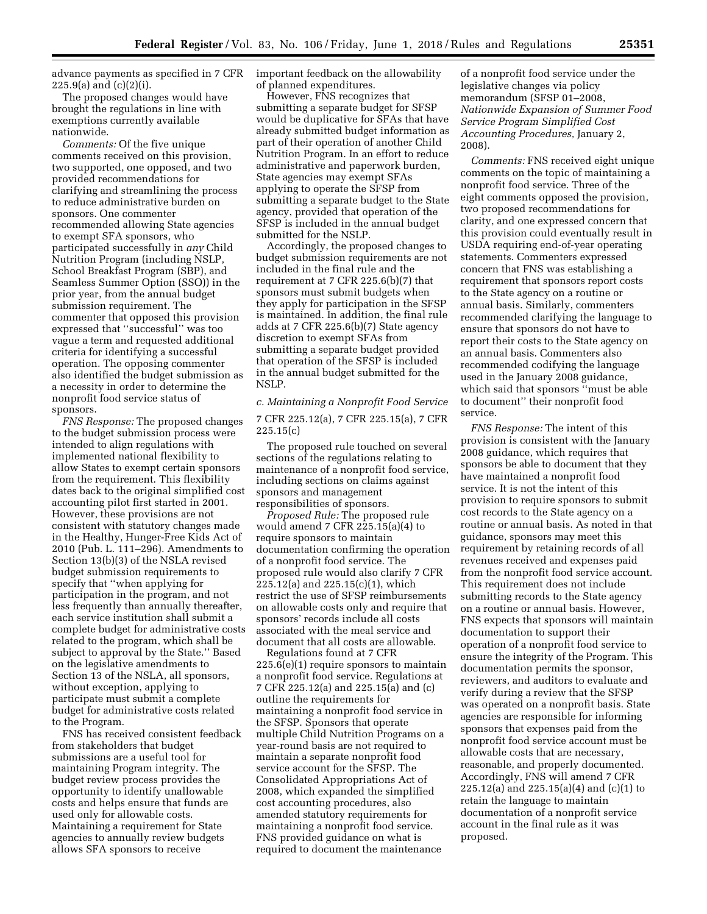advance payments as specified in 7 CFR 225.9(a) and (c)(2)(i).

The proposed changes would have brought the regulations in line with exemptions currently available nationwide.

*Comments:* Of the five unique comments received on this provision, two supported, one opposed, and two provided recommendations for clarifying and streamlining the process to reduce administrative burden on sponsors. One commenter recommended allowing State agencies to exempt SFA sponsors, who participated successfully in *any* Child Nutrition Program (including NSLP, School Breakfast Program (SBP), and Seamless Summer Option (SSO)) in the prior year, from the annual budget submission requirement. The commenter that opposed this provision expressed that ''successful'' was too vague a term and requested additional criteria for identifying a successful operation. The opposing commenter also identified the budget submission as a necessity in order to determine the nonprofit food service status of sponsors.

*FNS Response:* The proposed changes to the budget submission process were intended to align regulations with implemented national flexibility to allow States to exempt certain sponsors from the requirement. This flexibility dates back to the original simplified cost accounting pilot first started in 2001. However, these provisions are not consistent with statutory changes made in the Healthy, Hunger-Free Kids Act of 2010 (Pub. L. 111–296). Amendments to Section 13(b)(3) of the NSLA revised budget submission requirements to specify that ''when applying for participation in the program, and not less frequently than annually thereafter, each service institution shall submit a complete budget for administrative costs related to the program, which shall be subject to approval by the State.'' Based on the legislative amendments to Section 13 of the NSLA, all sponsors, without exception, applying to participate must submit a complete budget for administrative costs related to the Program.

FNS has received consistent feedback from stakeholders that budget submissions are a useful tool for maintaining Program integrity. The budget review process provides the opportunity to identify unallowable costs and helps ensure that funds are used only for allowable costs. Maintaining a requirement for State agencies to annually review budgets allows SFA sponsors to receive important feedback on the allowability of planned expenditures.

However, FNS recognizes that submitting a separate budget for SFSP would be duplicative for SFAs that have already submitted budget information as part of their operation of another Child Nutrition Program. In an effort to reduce administrative and paperwork burden, State agencies may exempt SFAs applying to operate the SFSP from submitting a separate budget to the State agency, provided that operation of the SFSP is included in the annual budget submitted for the NSLP.

Accordingly, the proposed changes to budget submission requirements are not included in the final rule and the requirement at 7 CFR 225.6(b)(7) that sponsors must submit budgets when they apply for participation in the SFSP is maintained. In addition, the final rule adds at 7 CFR 225.6(b)(7) State agency discretion to exempt SFAs from submitting a separate budget provided that operation of the SFSP is included in the annual budget submitted for the NSLP.

### *c. Maintaining a Nonprofit Food Service*

7 CFR 225.12(a), 7 CFR 225.15(a), 7 CFR 225.15(c)

The proposed rule touched on several sections of the regulations relating to maintenance of a nonprofit food service, including sections on claims against sponsors and management responsibilities of sponsors.

*Proposed Rule:* The proposed rule would amend 7 CFR 225.15(a)(4) to require sponsors to maintain documentation confirming the operation of a nonprofit food service. The proposed rule would also clarify 7 CFR 225.12(a) and 225.15(c)(1), which restrict the use of SFSP reimbursements on allowable costs only and require that sponsors' records include all costs associated with the meal service and document that all costs are allowable.

Regulations found at 7 CFR 225.6(e)(1) require sponsors to maintain a nonprofit food service. Regulations at 7 CFR 225.12(a) and 225.15(a) and (c) outline the requirements for maintaining a nonprofit food service in the SFSP. Sponsors that operate multiple Child Nutrition Programs on a year-round basis are not required to maintain a separate nonprofit food service account for the SFSP. The Consolidated Appropriations Act of 2008, which expanded the simplified cost accounting procedures, also amended statutory requirements for maintaining a nonprofit food service. FNS provided guidance on what is required to document the maintenance of a nonprofit food service under the legislative changes via policy memorandum (SFSP 01–2008, *Nationwide Expansion of Summer Food Service Program Simplified Cost Accounting Procedures,* January 2, 2008).

*Comments:* FNS received eight unique comments on the topic of maintaining a nonprofit food service. Three of the eight comments opposed the provision, two proposed recommendations for clarity, and one expressed concern that this provision could eventually result in USDA requiring end-of-year operating statements. Commenters expressed concern that FNS was establishing a requirement that sponsors report costs to the State agency on a routine or annual basis. Similarly, commenters recommended clarifying the language to ensure that sponsors do not have to report their costs to the State agency on an annual basis. Commenters also recommended codifying the language used in the January 2008 guidance, which said that sponsors ''must be able to document'' their nonprofit food service.

*FNS Response:* The intent of this provision is consistent with the January 2008 guidance, which requires that sponsors be able to document that they have maintained a nonprofit food service. It is not the intent of this provision to require sponsors to submit cost records to the State agency on a routine or annual basis. As noted in that guidance, sponsors may meet this requirement by retaining records of all revenues received and expenses paid from the nonprofit food service account. This requirement does not include submitting records to the State agency on a routine or annual basis. However, FNS expects that sponsors will maintain documentation to support their operation of a nonprofit food service to ensure the integrity of the Program. This documentation permits the sponsor, reviewers, and auditors to evaluate and verify during a review that the SFSP was operated on a nonprofit basis. State agencies are responsible for informing sponsors that expenses paid from the nonprofit food service account must be allowable costs that are necessary, reasonable, and properly documented. Accordingly, FNS will amend 7 CFR 225.12(a) and 225.15(a)(4) and (c)(1) to retain the language to maintain documentation of a nonprofit service account in the final rule as it was proposed.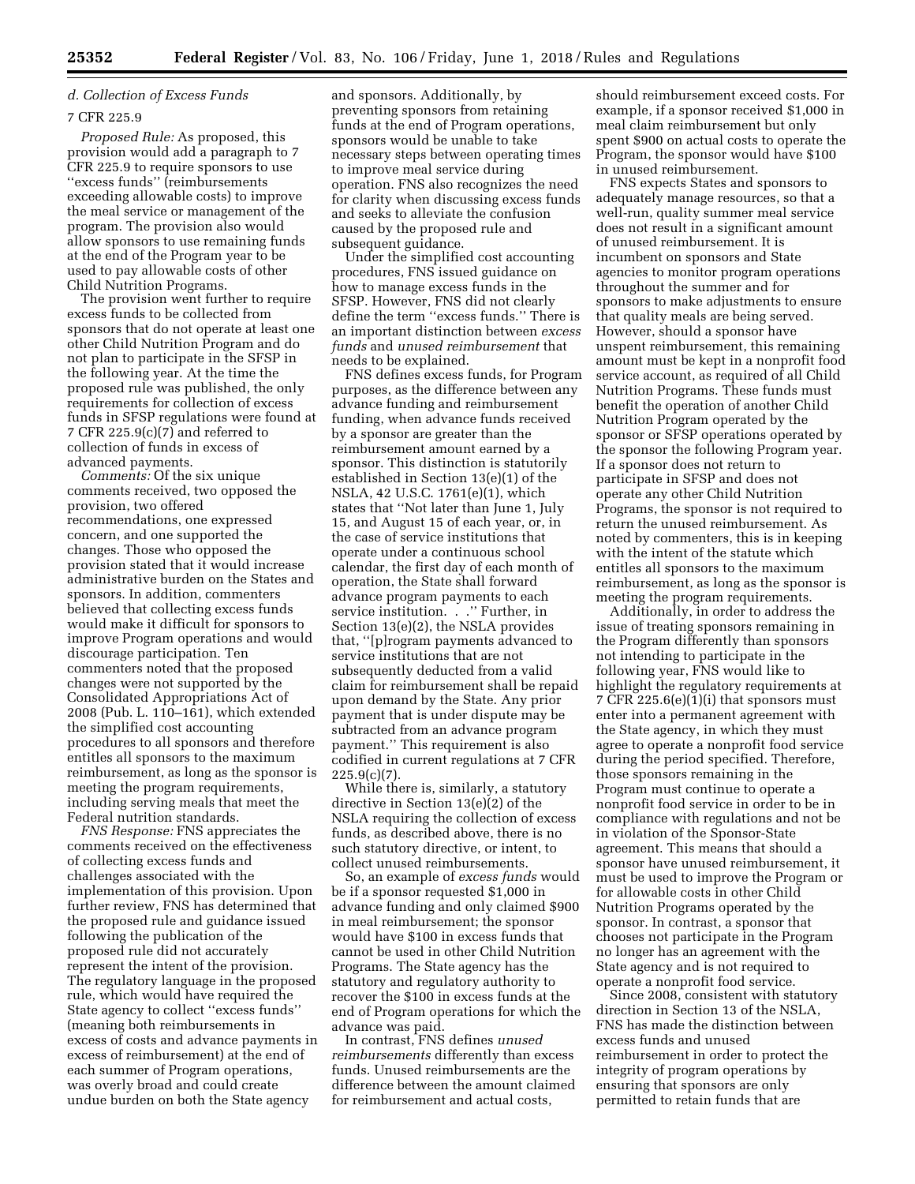### d. Collection of Excess Funds

#### 7 CFR 225.9

*Proposed Rule:* As proposed, this provision would add a paragraph to 7 CFR 225.9 to require sponsors to use ''excess funds'' (reimbursements exceeding allowable costs) to improve the meal service or management of the program. The provision also would allow sponsors to use remaining funds at the end of the Program year to be used to pay allowable costs of other Child Nutrition Programs.

The provision went further to require excess funds to be collected from sponsors that do not operate at least one other Child Nutrition Program and do not plan to participate in the SFSP in the following year. At the time the proposed rule was published, the only requirements for collection of excess funds in SFSP regulations were found at 7 CFR 225.9(c)(7) and referred to collection of funds in excess of advanced payments.

*Comments:* Of the six unique comments received, two opposed the provision, two offered recommendations, one expressed concern, and one supported the changes. Those who opposed the provision stated that it would increase administrative burden on the States and sponsors. In addition, commenters believed that collecting excess funds would make it difficult for sponsors to improve Program operations and would discourage participation. Ten commenters noted that the proposed changes were not supported by the Consolidated Appropriations Act of 2008 (Pub. L. 110–161), which extended the simplified cost accounting procedures to all sponsors and therefore entitles all sponsors to the maximum reimbursement, as long as the sponsor is meeting the program requirements, including serving meals that meet the Federal nutrition standards.

*FNS Response:* FNS appreciates the comments received on the effectiveness of collecting excess funds and challenges associated with the implementation of this provision. Upon further review, FNS has determined that the proposed rule and guidance issued following the publication of the proposed rule did not accurately represent the intent of the provision. The regulatory language in the proposed rule, which would have required the State agency to collect ''excess funds'' (meaning both reimbursements in excess of costs and advance payments in excess of reimbursement) at the end of each summer of Program operations, was overly broad and could create undue burden on both the State agency and sponsors. Additionally, by preventing sponsors from retaining funds at the end of Program operations, sponsors would be unable to take necessary steps between operating times to improve meal service during operation. FNS also recognizes the need for clarity when discussing excess funds and seeks to alleviate the confusion caused by the proposed rule and subsequent guidance.

Under the simplified cost accounting procedures, FNS issued guidance on how to manage excess funds in the SFSP. However, FNS did not clearly define the term ''excess funds.'' There is an important distinction between *excess funds* and *unused reimbursement* that needs to be explained.

FNS defines excess funds, for Program purposes, as the difference between any advance funding and reimbursement funding, when advance funds received by a sponsor are greater than the reimbursement amount earned by a sponsor. This distinction is statutorily established in Section 13(e)(1) of the NSLA, 42 U.S.C. 1761(e)(1), which states that ''Not later than June 1, July 15, and August 15 of each year, or, in the case of service institutions that operate under a continuous school calendar, the first day of each month of operation, the State shall forward advance program payments to each service institution. . .'' Further, in Section 13(e)(2), the NSLA provides that, ''[p]rogram payments advanced to service institutions that are not subsequently deducted from a valid claim for reimbursement shall be repaid upon demand by the State. Any prior payment that is under dispute may be subtracted from an advance program payment.'' This requirement is also codified in current regulations at 7 CFR 225.9(c)(7).

While there is, similarly, a statutory directive in Section 13(e)(2) of the NSLA requiring the collection of excess funds, as described above, there is no such statutory directive, or intent, to collect unused reimbursements.

So, an example of *excess funds* would be if a sponsor requested $1,000 in advance funding and only claimed $900 in meal reimbursement; the sponsor would have $100 in excess funds that cannot be used in other Child Nutrition Programs. The State agency has the statutory and regulatory authority to recover the $100 in excess funds at the end of Program operations for which the advance was paid.

In contrast, FNS defines *unused reimbursements* differently than excess funds. Unused reimbursements are the difference between the amount claimed for reimbursement and actual costs, should reimbursement exceed costs. For example, if a sponsor received $1,000 in meal claim reimbursement but only spent $900 on actual costs to operate the Program, the sponsor would have $100 in unused reimbursement.

FNS expects States and sponsors to adequately manage resources, so that a well-run, quality summer meal service does not result in a significant amount of unused reimbursement. It is incumbent on sponsors and State agencies to monitor program operations throughout the summer and for sponsors to make adjustments to ensure that quality meals are being served. However, should a sponsor have unspent reimbursement, this remaining amount must be kept in a nonprofit food service account, as required of all Child Nutrition Programs. These funds must benefit the operation of another Child Nutrition Program operated by the sponsor or SFSP operations operated by the sponsor the following Program year. If a sponsor does not return to participate in SFSP and does not operate any other Child Nutrition Programs, the sponsor is not required to return the unused reimbursement. As noted by commenters, this is in keeping with the intent of the statute which entitles all sponsors to the maximum reimbursement, as long as the sponsor is meeting the program requirements.

Additionally, in order to address the issue of treating sponsors remaining in the Program differently than sponsors not intending to participate in the following year, FNS would like to highlight the regulatory requirements at 7 CFR 225.6(e)(1)(i) that sponsors must enter into a permanent agreement with the State agency, in which they must agree to operate a nonprofit food service during the period specified. Therefore, those sponsors remaining in the Program must continue to operate a nonprofit food service in order to be in compliance with regulations and not be in violation of the Sponsor-State agreement. This means that should a sponsor have unused reimbursement, it must be used to improve the Program or for allowable costs in other Child Nutrition Programs operated by the sponsor. In contrast, a sponsor that chooses not participate in the Program no longer has an agreement with the State agency and is not required to operate a nonprofit food service.

Since 2008, consistent with statutory direction in Section 13 of the NSLA, FNS has made the distinction between excess funds and unused reimbursement in order to protect the integrity of program operations by ensuring that sponsors are only permitted to retain funds that are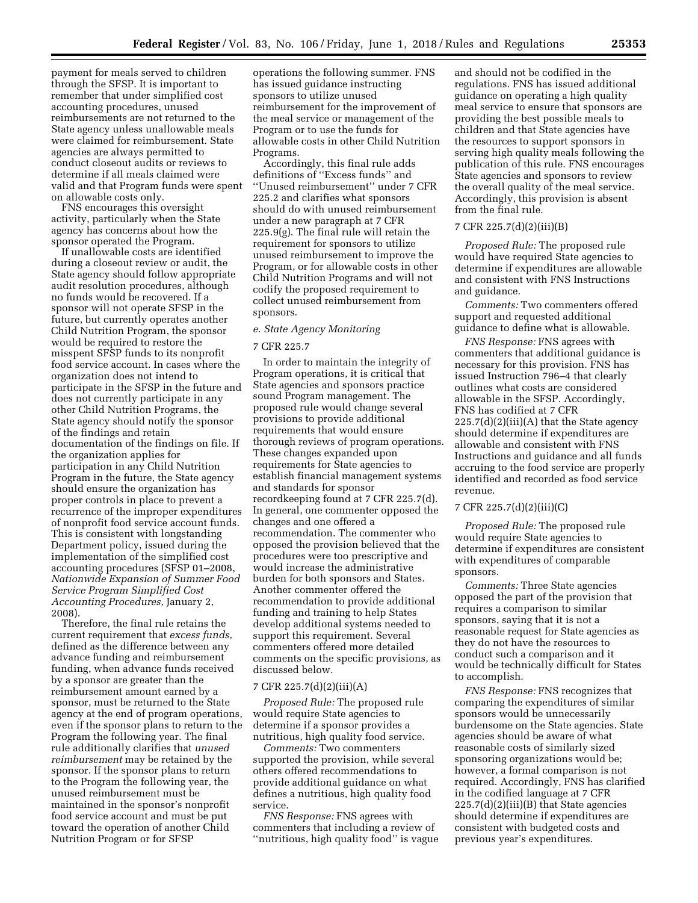payment for meals served to children through the SFSP. It is important to remember that under simplified cost accounting procedures, unused reimbursements are not returned to the State agency unless unallowable meals were claimed for reimbursement. State agencies are always permitted to conduct closeout audits or reviews to determine if all meals claimed were valid and that Program funds were spent on allowable costs only.

FNS encourages this oversight activity, particularly when the State agency has concerns about how the sponsor operated the Program.

If unallowable costs are identified during a closeout review or audit, the State agency should follow appropriate audit resolution procedures, although no funds would be recovered. If a sponsor will not operate SFSP in the future, but currently operates another Child Nutrition Program, the sponsor would be required to restore the misspent SFSP funds to its nonprofit food service account. In cases where the organization does not intend to participate in the SFSP in the future and does not currently participate in any other Child Nutrition Programs, the State agency should notify the sponsor of the findings and retain documentation of the findings on file. If the organization applies for participation in any Child Nutrition Program in the future, the State agency should ensure the organization has proper controls in place to prevent a recurrence of the improper expenditures of nonprofit food service account funds. This is consistent with longstanding Department policy, issued during the implementation of the simplified cost accounting procedures (SFSP 01–2008, *Nationwide Expansion of Summer Food Service Program Simplified Cost Accounting Procedures,* January 2, 2008).

Therefore, the final rule retains the current requirement that *excess funds,* defined as the difference between any advance funding and reimbursement funding, when advance funds received by a sponsor are greater than the reimbursement amount earned by a sponsor, must be returned to the State agency at the end of program operations, even if the sponsor plans to return to the Program the following year. The final rule additionally clarifies that *unused reimbursement* may be retained by the sponsor. If the sponsor plans to return to the Program the following year, the unused reimbursement must be maintained in the sponsor's nonprofit food service account and must be put toward the operation of another Child Nutrition Program or for SFSP operations the following summer. FNS has issued guidance instructing sponsors to utilize unused reimbursement for the improvement of the meal service or management of the Program or to use the funds for allowable costs in other Child Nutrition Programs.

Accordingly, this final rule adds definitions of ''Excess funds'' and ''Unused reimbursement'' under 7 CFR 225.2 and clarifies what sponsors should do with unused reimbursement under a new paragraph at 7 CFR 225.9(g). The final rule will retain the requirement for sponsors to utilize unused reimbursement to improve the Program, or for allowable costs in other Child Nutrition Programs and will not codify the proposed requirement to collect unused reimbursement from sponsors.

*e. State Agency Monitoring*

7 CFR 225.7

In order to maintain the integrity of Program operations, it is critical that State agencies and sponsors practice sound Program management. The proposed rule would change several provisions to provide additional requirements that would ensure thorough reviews of program operations. These changes expanded upon requirements for State agencies to establish financial management systems and standards for sponsor recordkeeping found at 7 CFR 225.7(d). In general, one commenter opposed the changes and one offered a recommendation. The commenter who opposed the provision believed that the procedures were too prescriptive and would increase the administrative burden for both sponsors and States. Another commenter offered the recommendation to provide additional funding and training to help States develop additional systems needed to support this requirement. Several commenters offered more detailed comments on the specific provisions, as discussed below.

7 CFR 225.7(d)(2)(iii)(A)

*Proposed Rule:* The proposed rule would require State agencies to determine if a sponsor provides a nutritious, high quality food service.

*Comments:* Two commenters supported the provision, while several others offered recommendations to provide additional guidance on what defines a nutritious, high quality food service.

*FNS Response:* FNS agrees with commenters that including a review of ''nutritious, high quality food'' is vague and should not be codified in the regulations. FNS has issued additional guidance on operating a high quality meal service to ensure that sponsors are providing the best possible meals to children and that State agencies have the resources to support sponsors in serving high quality meals following the publication of this rule. FNS encourages State agencies and sponsors to review the overall quality of the meal service. Accordingly, this provision is absent from the final rule.

7 CFR 225.7(d)(2)(iii)(B)

*Proposed Rule:* The proposed rule would have required State agencies to determine if expenditures are allowable and consistent with FNS Instructions and guidance.

*Comments:* Two commenters offered support and requested additional guidance to define what is allowable.

*FNS Response:* FNS agrees with commenters that additional guidance is necessary for this provision. FNS has issued Instruction 796–4 that clearly outlines what costs are considered allowable in the SFSP. Accordingly, FNS has codified at 7 CFR 225.7(d)(2)(iii)(A) that the State agency should determine if expenditures are allowable and consistent with FNS Instructions and guidance and all funds accruing to the food service are properly identified and recorded as food service revenue.

7 CFR 225.7(d)(2)(iii)(C)

*Proposed Rule:* The proposed rule would require State agencies to determine if expenditures are consistent with expenditures of comparable sponsors.

*Comments:* Three State agencies opposed the part of the provision that requires a comparison to similar sponsors, saying that it is not a reasonable request for State agencies as they do not have the resources to conduct such a comparison and it would be technically difficult for States to accomplish.

*FNS Response:* FNS recognizes that comparing the expenditures of similar sponsors would be unnecessarily burdensome on the State agencies. State agencies should be aware of what reasonable costs of similarly sized sponsoring organizations would be; however, a formal comparison is not required. Accordingly, FNS has clarified in the codified language at 7 CFR 225.7(d)(2)(iii)(B) that State agencies should determine if expenditures are consistent with budgeted costs and previous year's expenditures.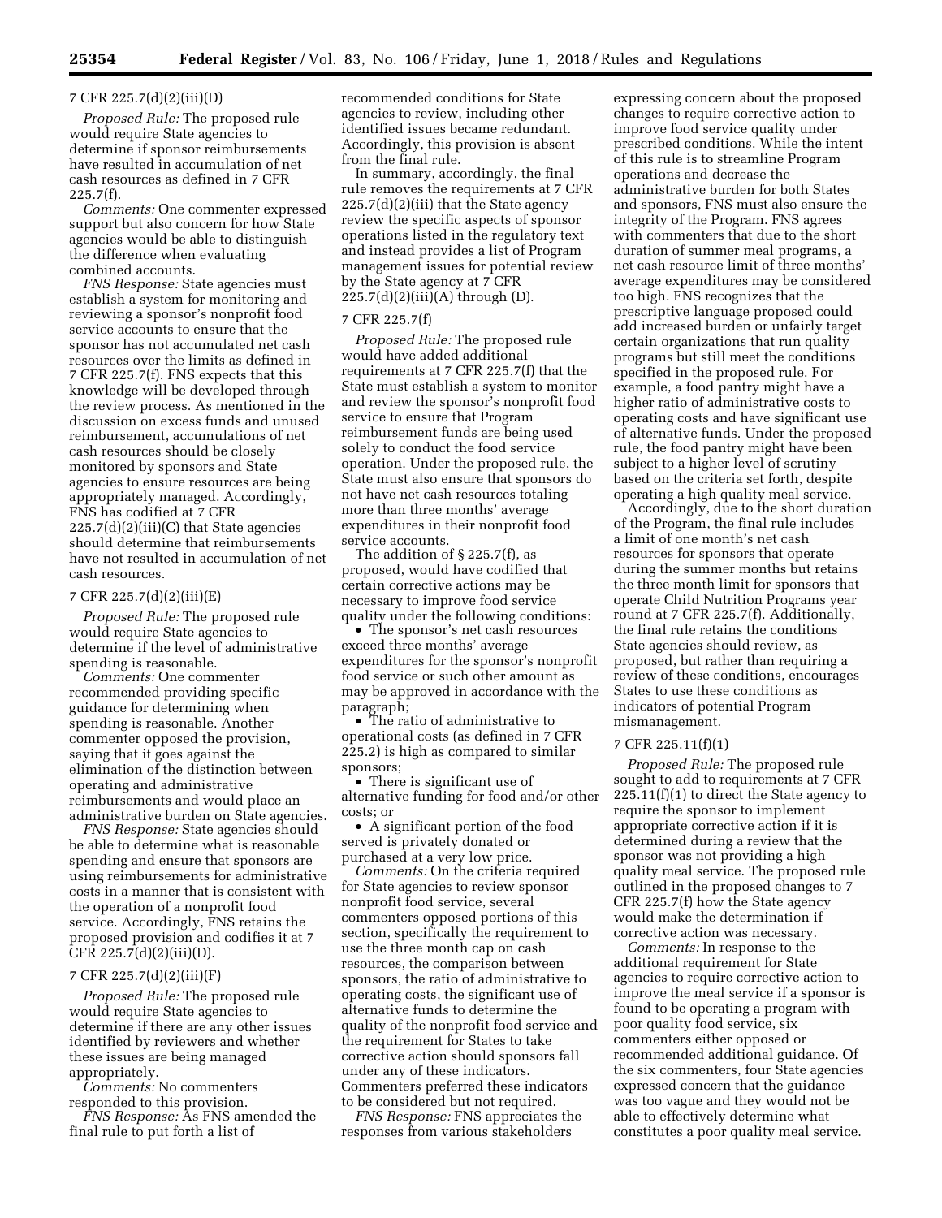### 7 CFR 225.7(d)(2)(iii)(D)

*Proposed Rule:* The proposed rule would require State agencies to determine if sponsor reimbursements have resulted in accumulation of net cash resources as defined in 7 CFR 225.7(f).

*Comments:* One commenter expressed support but also concern for how State agencies would be able to distinguish the difference when evaluating combined accounts.

*FNS Response:* State agencies must establish a system for monitoring and reviewing a sponsor's nonprofit food service accounts to ensure that the sponsor has not accumulated net cash resources over the limits as defined in 7 CFR 225.7(f). FNS expects that this knowledge will be developed through the review process. As mentioned in the discussion on excess funds and unused reimbursement, accumulations of net cash resources should be closely monitored by sponsors and State agencies to ensure resources are being appropriately managed. Accordingly, FNS has codified at 7 CFR 225.7(d)(2)(iii)(C) that State agencies should determine that reimbursements have not resulted in accumulation of net cash resources.

### 7 CFR 225.7(d)(2)(iii)(E)

*Proposed Rule:* The proposed rule would require State agencies to determine if the level of administrative spending is reasonable.

*Comments:* One commenter recommended providing specific guidance for determining when spending is reasonable. Another commenter opposed the provision, saying that it goes against the elimination of the distinction between operating and administrative reimbursements and would place an administrative burden on State agencies.

*FNS Response:* State agencies should be able to determine what is reasonable spending and ensure that sponsors are using reimbursements for administrative costs in a manner that is consistent with the operation of a nonprofit food service. Accordingly, FNS retains the proposed provision and codifies it at 7 CFR 225.7(d)(2)(iii)(D).

### 7 CFR 225.7(d)(2)(iii)(F)

*Proposed Rule:* The proposed rule would require State agencies to determine if there are any other issues identified by reviewers and whether these issues are being managed appropriately.

*Comments:* No commenters responded to this provision.

*FNS Response:* As FNS amended the final rule to put forth a list of recommended conditions for State agencies to review, including other identified issues became redundant. Accordingly, this provision is absent from the final rule.

In summary, accordingly, the final rule removes the requirements at 7 CFR 225.7(d)(2)(iii) that the State agency review the specific aspects of sponsor operations listed in the regulatory text and instead provides a list of Program management issues for potential review by the State agency at 7 CFR 225.7(d)(2)(iii)(A) through (D).

### 7 CFR 225.7(f)

*Proposed Rule:* The proposed rule would have added additional requirements at 7 CFR 225.7(f) that the State must establish a system to monitor and review the sponsor's nonprofit food service to ensure that Program reimbursement funds are being used solely to conduct the food service operation. Under the proposed rule, the State must also ensure that sponsors do not have net cash resources totaling more than three months' average expenditures in their nonprofit food service accounts.

The addition of § 225.7(f), as proposed, would have codified that certain corrective actions may be necessary to improve food service quality under the following conditions:

- The sponsor's net cash resources exceed three months' average expenditures for the sponsor's nonprofit food service or such other amount as may be approved in accordance with the paragraph;
- The ratio of administrative to operational costs (as defined in 7 CFR 225.2) is high as compared to similar sponsors;
- There is significant use of alternative funding for food and/or other costs; or
- A significant portion of the food served is privately donated or purchased at a very low price.

*Comments:* On the criteria required for State agencies to review sponsor nonprofit food service, several commenters opposed portions of this section, specifically the requirement to use the three month cap on cash resources, the comparison between sponsors, the ratio of administrative to operating costs, the significant use of alternative funds to determine the quality of the nonprofit food service and the requirement for States to take corrective action should sponsors fall under any of these indicators. Commenters preferred these indicators to be considered but not required.

*FNS Response:* FNS appreciates the responses from various stakeholders expressing concern about the proposed changes to require corrective action to improve food service quality under prescribed conditions. While the intent of this rule is to streamline Program operations and decrease the administrative burden for both States and sponsors, FNS must also ensure the integrity of the Program. FNS agrees with commenters that due to the short duration of summer meal programs, a net cash resource limit of three months' average expenditures may be considered too high. FNS recognizes that the prescriptive language proposed could add increased burden or unfairly target certain organizations that run quality programs but still meet the conditions specified in the proposed rule. For example, a food pantry might have a higher ratio of administrative costs to operating costs and have significant use of alternative funds. Under the proposed rule, the food pantry might have been subject to a higher level of scrutiny based on the criteria set forth, despite operating a high quality meal service.

Accordingly, due to the short duration of the Program, the final rule includes a limit of one month's net cash resources for sponsors that operate during the summer months but retains the three month limit for sponsors that operate Child Nutrition Programs year round at 7 CFR 225.7(f). Additionally, the final rule retains the conditions State agencies should review, as proposed, but rather than requiring a review of these conditions, encourages States to use these conditions as indicators of potential Program mismanagement.

### 7 CFR 225.11(f)(1)

*Proposed Rule:* The proposed rule sought to add to requirements at 7 CFR 225.11(f)(1) to direct the State agency to require the sponsor to implement appropriate corrective action if it is determined during a review that the sponsor was not providing a high quality meal service. The proposed rule outlined in the proposed changes to 7 CFR 225.7(f) how the State agency would make the determination if corrective action was necessary.

*Comments:* In response to the additional requirement for State agencies to require corrective action to improve the meal service if a sponsor is found to be operating a program with poor quality food service, six commenters either opposed or recommended additional guidance. Of the six commenters, four State agencies expressed concern that the guidance was too vague and they would not be able to effectively determine what constitutes a poor quality meal service.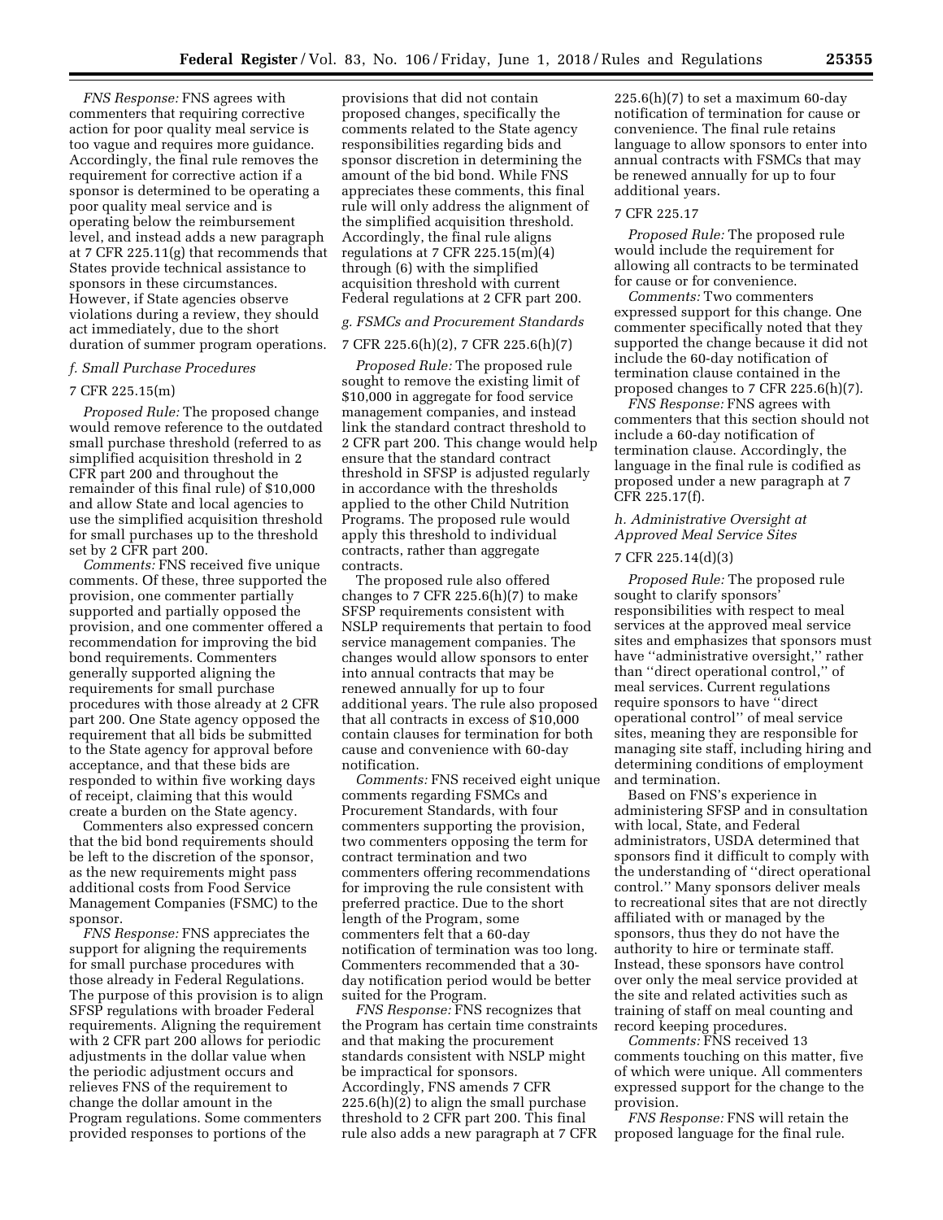*FNS Response:* FNS agrees with commenters that requiring corrective action for poor quality meal service is too vague and requires more guidance. Accordingly, the final rule removes the requirement for corrective action if a sponsor is determined to be operating a poor quality meal service and is operating below the reimbursement level, and instead adds a new paragraph at 7 CFR 225.11(g) that recommends that States provide technical assistance to sponsors in these circumstances. However, if State agencies observe violations during a review, they should act immediately, due to the short duration of summer program operations.

### *f. Small Purchase Procedures*

#### 7 CFR 225.15(m)

*Proposed Rule:* The proposed change would remove reference to the outdated small purchase threshold (referred to as simplified acquisition threshold in 2 CFR part 200 and throughout the remainder of this final rule) of $10,000 and allow State and local agencies to use the simplified acquisition threshold for small purchases up to the threshold set by 2 CFR part 200.

*Comments:* FNS received five unique comments. Of these, three supported the provision, one commenter partially supported and partially opposed the provision, and one commenter offered a recommendation for improving the bid bond requirements. Commenters generally supported aligning the requirements for small purchase procedures with those already at 2 CFR part 200. One State agency opposed the requirement that all bids be submitted to the State agency for approval before acceptance, and that these bids are responded to within five working days of receipt, claiming that this would create a burden on the State agency.

Commenters also expressed concern that the bid bond requirements should be left to the discretion of the sponsor, as the new requirements might pass additional costs from Food Service Management Companies (FSMC) to the sponsor.

*FNS Response:* FNS appreciates the support for aligning the requirements for small purchase procedures with those already in Federal Regulations. The purpose of this provision is to align SFSP regulations with broader Federal requirements. Aligning the requirement with 2 CFR part 200 allows for periodic adjustments in the dollar value when the periodic adjustment occurs and relieves FNS of the requirement to change the dollar amount in the Program regulations. Some commenters provided responses to portions of the provisions that did not contain proposed changes, specifically the comments related to the State agency responsibilities regarding bids and sponsor discretion in determining the amount of the bid bond. While FNS appreciates these comments, this final rule will only address the alignment of the simplified acquisition threshold. Accordingly, the final rule aligns regulations at 7 CFR 225.15(m)(4) through (6) with the simplified acquisition threshold with current Federal regulations at 2 CFR part 200.

### *g. FSMCs and Procurement Standards*

#### 7 CFR 225.6(h)(2), 7 CFR 225.6(h)(7)

*Proposed Rule:* The proposed rule sought to remove the existing limit of $10,000 in aggregate for food service management companies, and instead link the standard contract threshold to 2 CFR part 200. This change would help ensure that the standard contract threshold in SFSP is adjusted regularly in accordance with the thresholds applied to the other Child Nutrition Programs. The proposed rule would apply this threshold to individual contracts, rather than aggregate contracts.

The proposed rule also offered changes to 7 CFR 225.6(h)(7) to make SFSP requirements consistent with NSLP requirements that pertain to food service management companies. The changes would allow sponsors to enter into annual contracts that may be renewed annually for up to four additional years. The rule also proposed that all contracts in excess of $10,000 contain clauses for termination for both cause and convenience with 60-day notification.

*Comments:* FNS received eight unique comments regarding FSMCs and Procurement Standards, with four commenters supporting the provision, two commenters opposing the term for contract termination and two commenters offering recommendations for improving the rule consistent with preferred practice. Due to the short length of the Program, some commenters felt that a 60-day notification of termination was too long. Commenters recommended that a 30-day notification period would be better suited for the Program.

*FNS Response:* FNS recognizes that the Program has certain time constraints and that making the procurement standards consistent with NSLP might be impractical for sponsors. Accordingly, FNS amends 7 CFR 225.6(h)(2) to align the small purchase threshold to 2 CFR part 200. This final rule also adds a new paragraph at 7 CFR 225.6(h)(7) to set a maximum 60-day notification of termination for cause or convenience. The final rule retains language to allow sponsors to enter into annual contracts with FSMCs that may be renewed annually for up to four additional years.

#### 7 CFR 225.17

*Proposed Rule:* The proposed rule would include the requirement for allowing all contracts to be terminated for cause or for convenience.

*Comments:* Two commenters expressed support for this change. One commenter specifically noted that they supported the change because it did not include the 60-day notification of termination clause contained in the proposed changes to 7 CFR 225.6(h)(7).

*FNS Response:* FNS agrees with commenters that this section should not include a 60-day notification of termination clause. Accordingly, the language in the final rule is codified as proposed under a new paragraph at 7 CFR 225.17(f).

### *h. Administrative Oversight at Approved Meal Service Sites*

#### 7 CFR 225.14(d)(3)

*Proposed Rule:* The proposed rule sought to clarify sponsors' responsibilities with respect to meal services at the approved meal service sites and emphasizes that sponsors must have "administrative oversight," rather than "direct operational control," of meal services. Current regulations require sponsors to have "direct operational control" of meal service sites, meaning they are responsible for managing site staff, including hiring and determining conditions of employment and termination.

Based on FNS's experience in administering SFSP and in consultation with local, State, and Federal administrators, USDA determined that sponsors find it difficult to comply with the understanding of "direct operational control." Many sponsors deliver meals to recreational sites that are not directly affiliated with or managed by the sponsors, thus they do not have the authority to hire or terminate staff. Instead, these sponsors have control over only the meal service provided at the site and related activities such as training of staff on meal counting and record keeping procedures.

*Comments:* FNS received 13 comments touching on this matter, five of which were unique. All commenters expressed support for the change to the provision.

*FNS Response:* FNS will retain the proposed language for the final rule.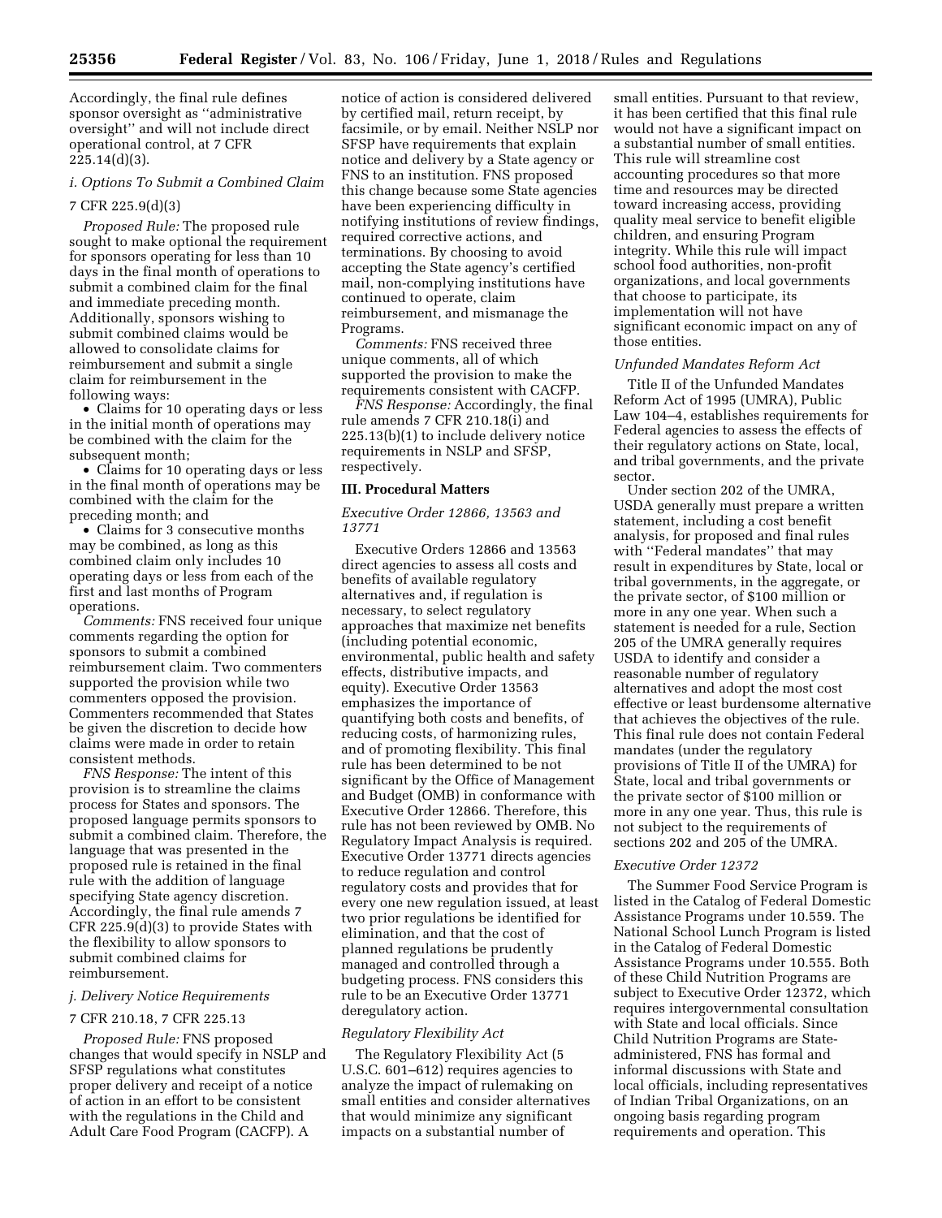Accordingly, the final rule defines sponsor oversight as ''administrative oversight'' and will not include direct operational control, at 7 CFR 225.14(d)(3).

*i. Options To Submit a Combined Claim*

7 CFR 225.9(d)(3)

*Proposed Rule:* The proposed rule sought to make optional the requirement for sponsors operating for less than 10 days in the final month of operations to submit a combined claim for the final and immediate preceding month. Additionally, sponsors wishing to submit combined claims would be allowed to consolidate claims for reimbursement and submit a single claim for reimbursement in the following ways:

- Claims for 10 operating days or less in the initial month of operations may be combined with the claim for the subsequent month;
- Claims for 10 operating days or less in the final month of operations may be combined with the claim for the preceding month; and
- Claims for 3 consecutive months may be combined, as long as this combined claim only includes 10 operating days or less from each of the first and last months of Program operations.

*Comments:* FNS received four unique comments regarding the option for sponsors to submit a combined reimbursement claim. Two commenters supported the provision while two commenters opposed the provision. Commenters recommended that States be given the discretion to decide how claims were made in order to retain consistent methods.

*FNS Response:* The intent of this provision is to streamline the claims process for States and sponsors. The proposed language permits sponsors to submit a combined claim. Therefore, the language that was presented in the proposed rule is retained in the final rule with the addition of language specifying State agency discretion. Accordingly, the final rule amends 7 CFR 225.9(d)(3) to provide States with the flexibility to allow sponsors to submit combined claims for reimbursement.

*j. Delivery Notice Requirements*

7 CFR 210.18, 7 CFR 225.13

*Proposed Rule:* FNS proposed changes that would specify in NSLP and SFSP regulations what constitutes proper delivery and receipt of a notice of action in an effort to be consistent with the regulations in the Child and Adult Care Food Program (CACFP). A notice of action is considered delivered by certified mail, return receipt, by facsimile, or by email. Neither NSLP nor SFSP have requirements that explain notice and delivery by a State agency or FNS to an institution. FNS proposed this change because some State agencies have been experiencing difficulty in notifying institutions of review findings, required corrective actions, and terminations. By choosing to avoid accepting the State agency's certified mail, non-complying institutions have continued to operate, claim reimbursement, and mismanage the Programs.

*Comments:* FNS received three unique comments, all of which supported the provision to make the requirements consistent with CACFP.

*FNS Response:* Accordingly, the final rule amends 7 CFR 210.18(i) and 225.13(b)(1) to include delivery notice requirements in NSLP and SFSP, respectively.

## III. Procedural Matters

*Executive Order 12866, 13563 and 13771*

Executive Orders 12866 and 13563 direct agencies to assess all costs and benefits of available regulatory alternatives and, if regulation is necessary, to select regulatory approaches that maximize net benefits (including potential economic, environmental, public health and safety effects, distributive impacts, and equity). Executive Order 13563 emphasizes the importance of quantifying both costs and benefits, of reducing costs, of harmonizing rules, and of promoting flexibility. This final rule has been determined to be not significant by the Office of Management and Budget (OMB) in conformance with Executive Order 12866. Therefore, this rule has not been reviewed by OMB. No Regulatory Impact Analysis is required. Executive Order 13771 directs agencies to reduce regulation and control regulatory costs and provides that for every one new regulation issued, at least two prior regulations be identified for elimination, and that the cost of planned regulations be prudently managed and controlled through a budgeting process. FNS considers this rule to be an Executive Order 13771 deregulatory action.

*Regulatory Flexibility Act*

The Regulatory Flexibility Act (5 U.S.C. 601–612) requires agencies to analyze the impact of rulemaking on small entities and consider alternatives that would minimize any significant impacts on a substantial number of small entities. Pursuant to that review, it has been certified that this final rule would not have a significant impact on a substantial number of small entities. This rule will streamline cost accounting procedures so that more time and resources may be directed toward increasing access, providing quality meal service to benefit eligible children, and ensuring Program integrity. While this rule will impact school food authorities, non-profit organizations, and local governments that choose to participate, its implementation will not have significant economic impact on any of those entities.

*Unfunded Mandates Reform Act*

Title II of the Unfunded Mandates Reform Act of 1995 (UMRA), Public Law 104–4, establishes requirements for Federal agencies to assess the effects of their regulatory actions on State, local, and tribal governments, and the private sector.

Under section 202 of the UMRA, USDA generally must prepare a written statement, including a cost benefit analysis, for proposed and final rules with ''Federal mandates'' that may result in expenditures by State, local or tribal governments, in the aggregate, or the private sector, of $100 million or more in any one year. When such a statement is needed for a rule, Section 205 of the UMRA generally requires USDA to identify and consider a reasonable number of regulatory alternatives and adopt the most cost effective or least burdensome alternative that achieves the objectives of the rule. This final rule does not contain Federal mandates (under the regulatory provisions of Title II of the UMRA) for State, local and tribal governments or the private sector of $100 million or more in any one year. Thus, this rule is not subject to the requirements of sections 202 and 205 of the UMRA.

*Executive Order 12372*

The Summer Food Service Program is listed in the Catalog of Federal Domestic Assistance Programs under 10.559. The National School Lunch Program is listed in the Catalog of Federal Domestic Assistance Programs under 10.555. Both of these Child Nutrition Programs are subject to Executive Order 12372, which requires intergovernmental consultation with State and local officials. Since Child Nutrition Programs are State-administered, FNS has formal and informal discussions with State and local officials, including representatives of Indian Tribal Organizations, on an ongoing basis regarding program requirements and operation. This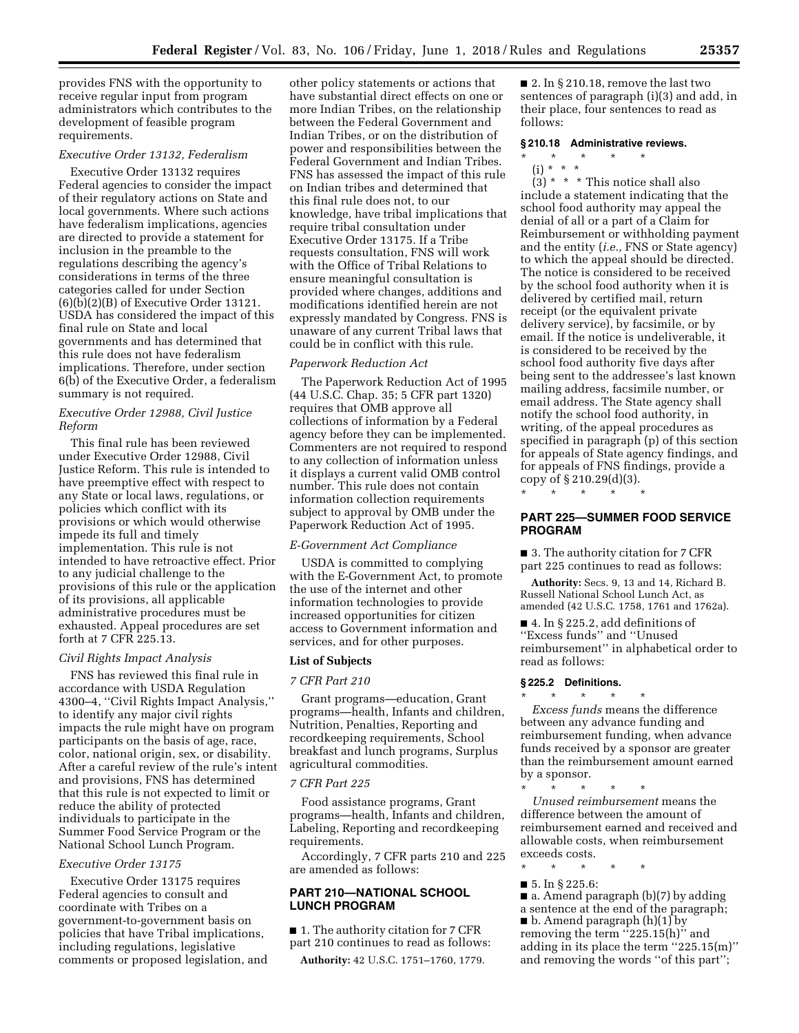provides FNS with the opportunity to receive regular input from program administrators which contributes to the development of feasible program requirements.

*Executive Order 13132, Federalism*

Executive Order 13132 requires Federal agencies to consider the impact of their regulatory actions on State and local governments. Where such actions have federalism implications, agencies are directed to provide a statement for inclusion in the preamble to the regulations describing the agency's considerations in terms of the three categories called for under Section (6)(b)(2)(B) of Executive Order 13121. USDA has considered the impact of this final rule on State and local governments and has determined that this rule does not have federalism implications. Therefore, under section 6(b) of the Executive Order, a federalism summary is not required.

*Executive Order 12988, Civil Justice Reform*

This final rule has been reviewed under Executive Order 12988, Civil Justice Reform. This rule is intended to have preemptive effect with respect to any State or local laws, regulations, or policies which conflict with its provisions or which would otherwise impede its full and timely implementation. This rule is not intended to have retroactive effect. Prior to any judicial challenge to the provisions of this rule or the application of its provisions, all applicable administrative procedures must be exhausted. Appeal procedures are set forth at 7 CFR 225.13.

*Civil Rights Impact Analysis*

FNS has reviewed this final rule in accordance with USDA Regulation 4300–4, ''Civil Rights Impact Analysis,'' to identify any major civil rights impacts the rule might have on program participants on the basis of age, race, color, national origin, sex, or disability. After a careful review of the rule's intent and provisions, FNS has determined that this rule is not expected to limit or reduce the ability of protected individuals to participate in the Summer Food Service Program or the National School Lunch Program.

*Executive Order 13175*

Executive Order 13175 requires Federal agencies to consult and coordinate with Tribes on a government-to-government basis on policies that have Tribal implications, including regulations, legislative comments or proposed legislation, and other policy statements or actions that have substantial direct effects on one or more Indian Tribes, on the relationship between the Federal Government and Indian Tribes, or on the distribution of power and responsibilities between the Federal Government and Indian Tribes. FNS has assessed the impact of this rule on Indian tribes and determined that this final rule does not, to our knowledge, have tribal implications that require tribal consultation under Executive Order 13175. If a Tribe requests consultation, FNS will work with the Office of Tribal Relations to ensure meaningful consultation is provided where changes, additions and modifications identified herein are not expressly mandated by Congress. FNS is unaware of any current Tribal laws that could be in conflict with this rule.

*Paperwork Reduction Act*

The Paperwork Reduction Act of 1995 (44 U.S.C. Chap. 35; 5 CFR part 1320) requires that OMB approve all collections of information by a Federal agency before they can be implemented. Commenters are not required to respond to any collection of information unless it displays a current valid OMB control number. This rule does not contain information collection requirements subject to approval by OMB under the Paperwork Reduction Act of 1995.

*E-Government Act Compliance*

USDA is committed to complying with the E-Government Act, to promote the use of the internet and other information technologies to provide increased opportunities for citizen access to Government information and services, and for other purposes.

**List of Subjects**

*7 CFR Part 210*

Grant programs—education, Grant programs—health, Infants and children, Nutrition, Penalties, Reporting and recordkeeping requirements, School breakfast and lunch programs, Surplus agricultural commodities.

*7 CFR Part 225*

Food assistance programs, Grant programs—health, Infants and children, Labeling, Reporting and recordkeeping requirements.

Accordingly, 7 CFR parts 210 and 225 are amended as follows:

## PART 210—NATIONAL SCHOOL LUNCH PROGRAM

■ 1. The authority citation for 7 CFR part 210 continues to read as follows:

**Authority:** 42 U.S.C. 1751–1760, 1779.

■ 2. In § 210.18, remove the last two sentences of paragraph (i)(3) and add, in their place, four sentences to read as follows:

### § 210.18 Administrative reviews.

\* \* \* \* \*

(i) \* \* \*

(3) \* \* \* This notice shall also include a statement indicating that the school food authority may appeal the denial of all or a part of a Claim for Reimbursement or withholding payment and the entity (*i.e.,* FNS or State agency) to which the appeal should be directed. The notice is considered to be received by the school food authority when it is delivered by certified mail, return receipt (or the equivalent private delivery service), by facsimile, or by email. If the notice is undeliverable, it is considered to be received by the school food authority five days after being sent to the addressee's last known mailing address, facsimile number, or email address. The State agency shall notify the school food authority, in writing, of the appeal procedures as specified in paragraph (p) of this section for appeals of State agency findings, and for appeals of FNS findings, provide a copy of § 210.29(d)(3).

\* \* \* \* \*

## PART 225—SUMMER FOOD SERVICE PROGRAM

■ 3. The authority citation for 7 CFR part 225 continues to read as follows:

**Authority:** Secs. 9, 13 and 14, Richard B. Russell National School Lunch Act, as amended (42 U.S.C. 1758, 1761 and 1762a).

■ 4. In § 225.2, add definitions of ''Excess funds'' and ''Unused reimbursement'' in alphabetical order to read as follows:

### § 225.2 Definitions.

\* \* \* \* \*

*Excess funds* means the difference between any advance funding and reimbursement funding, when advance funds received by a sponsor are greater than the reimbursement amount earned by a sponsor.

\* \* \* \* \*

*Unused reimbursement* means the difference between the amount of reimbursement earned and received and allowable costs, when reimbursement exceeds costs.

\* \* \* \* \*

■ 5. In § 225.6:

■ a. Amend paragraph (b)(7) by adding a sentence at the end of the paragraph;

■ b. Amend paragraph (h)(1) by removing the term ''225.15(h)'' and adding in its place the term ''225.15(m)'' and removing the words ''of this part'';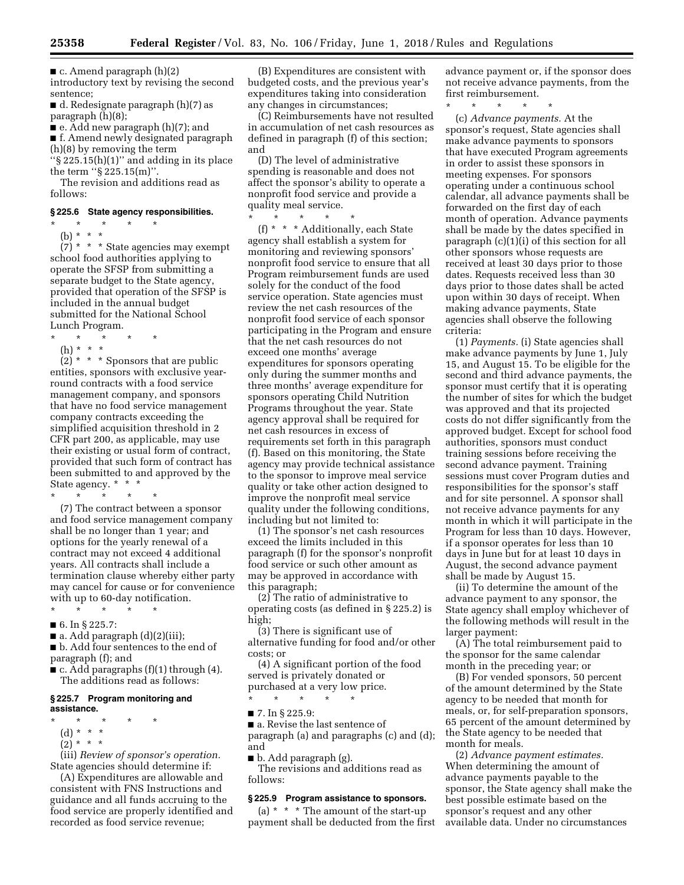■ c. Amend paragraph (h)(2) introductory text by revising the second sentence;

■ d. Redesignate paragraph (h)(7) as paragraph (h)(8);

■ e. Add new paragraph (h)(7); and

■ f. Amend newly designated paragraph (h)(8) by removing the term "§ 225.15(h)(1)" and adding in its place the term "§ 225.15(m)".

The revision and additions read as follows:

### § 225.6 State agency responsibilities.

\* \* \* \* \*

(b) \* \* \*

(7) \* \* \* State agencies may exempt school food authorities applying to operate the SFSP from submitting a separate budget to the State agency, provided that operation of the SFSP is included in the annual budget submitted for the National School Lunch Program.

\* \* \* \* \*

(h) \* \* \*

(2) \* \* \* Sponsors that are public entities, sponsors with exclusive year-round contracts with a food service management company, and sponsors that have no food service management company contracts exceeding the simplified acquisition threshold in 2 CFR part 200, as applicable, may use their existing or usual form of contract, provided that such form of contract has been submitted to and approved by the State agency. \* \* \*

\* \* \* \* \*

(7) The contract between a sponsor and food service management company shall be no longer than 1 year; and options for the yearly renewal of a contract may not exceed 4 additional years. All contracts shall include a termination clause whereby either party may cancel for cause or for convenience with up to 60-day notification.

\* \* \* \* \*

■ 6. In § 225.7:

■ a. Add paragraph (d)(2)(iii);

■ b. Add four sentences to the end of paragraph (f); and

■ c. Add paragraphs (f)(1) through (4).

The additions read as follows:

### § 225.7 Program monitoring and assistance.

\* \* \* \* \*

(d) \* \* \*

(2) \* \* \*

(iii) *Review of sponsor's operation.* State agencies should determine if:

(A) Expenditures are allowable and consistent with FNS Instructions and guidance and all funds accruing to the food service are properly identified and recorded as food service revenue;

(B) Expenditures are consistent with budgeted costs, and the previous year's expenditures taking into consideration any changes in circumstances;

(C) Reimbursements have not resulted in accumulation of net cash resources as defined in paragraph (f) of this section; and

(D) The level of administrative spending is reasonable and does not affect the sponsor's ability to operate a nonprofit food service and provide a quality meal service.

\* \* \* \* \*

(f) \* \* \* Additionally, each State agency shall establish a system for monitoring and reviewing sponsors' nonprofit food service to ensure that all Program reimbursement funds are used solely for the conduct of the food service operation. State agencies must review the net cash resources of the nonprofit food service of each sponsor participating in the Program and ensure that the net cash resources do not exceed one months' average expenditures for sponsors operating only during the summer months and three months' average expenditure for sponsors operating Child Nutrition Programs throughout the year. State agency approval shall be required for net cash resources in excess of requirements set forth in this paragraph (f). Based on this monitoring, the State agency may provide technical assistance to the sponsor to improve meal service quality or take other action designed to improve the nonprofit meal service quality under the following conditions, including but not limited to:

(1) The sponsor's net cash resources exceed the limits included in this paragraph (f) for the sponsor's nonprofit food service or such other amount as may be approved in accordance with this paragraph;

(2) The ratio of administrative to operating costs (as defined in § 225.2) is high;

(3) There is significant use of alternative funding for food and/or other costs; or

(4) A significant portion of the food served is privately donated or purchased at a very low price.

\* \* \* \* \*

■ 7. In § 225.9:

■ a. Revise the last sentence of paragraph (a) and paragraphs (c) and (d); and

■ b. Add paragraph (g).

The revisions and additions read as follows:

### § 225.9 Program assistance to sponsors.

(a) \* \* \* The amount of the start-up payment shall be deducted from the first advance payment or, if the sponsor does not receive advance payments, from the first reimbursement.

\* \* \* \* \*

(c) *Advance payments.* At the sponsor's request, State agencies shall make advance payments to sponsors that have executed Program agreements in order to assist these sponsors in meeting expenses. For sponsors operating under a continuous school calendar, all advance payments shall be forwarded on the first day of each month of operation. Advance payments shall be made by the dates specified in paragraph (c)(1)(i) of this section for all other sponsors whose requests are received at least 30 days prior to those dates. Requests received less than 30 days prior to those dates shall be acted upon within 30 days of receipt. When making advance payments, State agencies shall observe the following criteria:

(1) *Payments.* (i) State agencies shall make advance payments by June 1, July 15, and August 15. To be eligible for the second and third advance payments, the sponsor must certify that it is operating the number of sites for which the budget was approved and that its projected costs do not differ significantly from the approved budget. Except for school food authorities, sponsors must conduct training sessions before receiving the second advance payment. Training sessions must cover Program duties and responsibilities for the sponsor's staff and for site personnel. A sponsor shall not receive advance payments for any month in which it will participate in the Program for less than 10 days. However, if a sponsor operates for less than 10 days in June but for at least 10 days in August, the second advance payment shall be made by August 15.

(ii) To determine the amount of the advance payment to any sponsor, the State agency shall employ whichever of the following methods will result in the larger payment:

(A) The total reimbursement paid to the sponsor for the same calendar month in the preceding year; or

(B) For vended sponsors, 50 percent of the amount determined by the State agency to be needed that month for meals, or, for self-preparation sponsors, 65 percent of the amount determined by the State agency to be needed that month for meals.

(2) *Advance payment estimates.* When determining the amount of advance payments payable to the sponsor, the State agency shall make the best possible estimate based on the sponsor's request and any other available data. Under no circumstances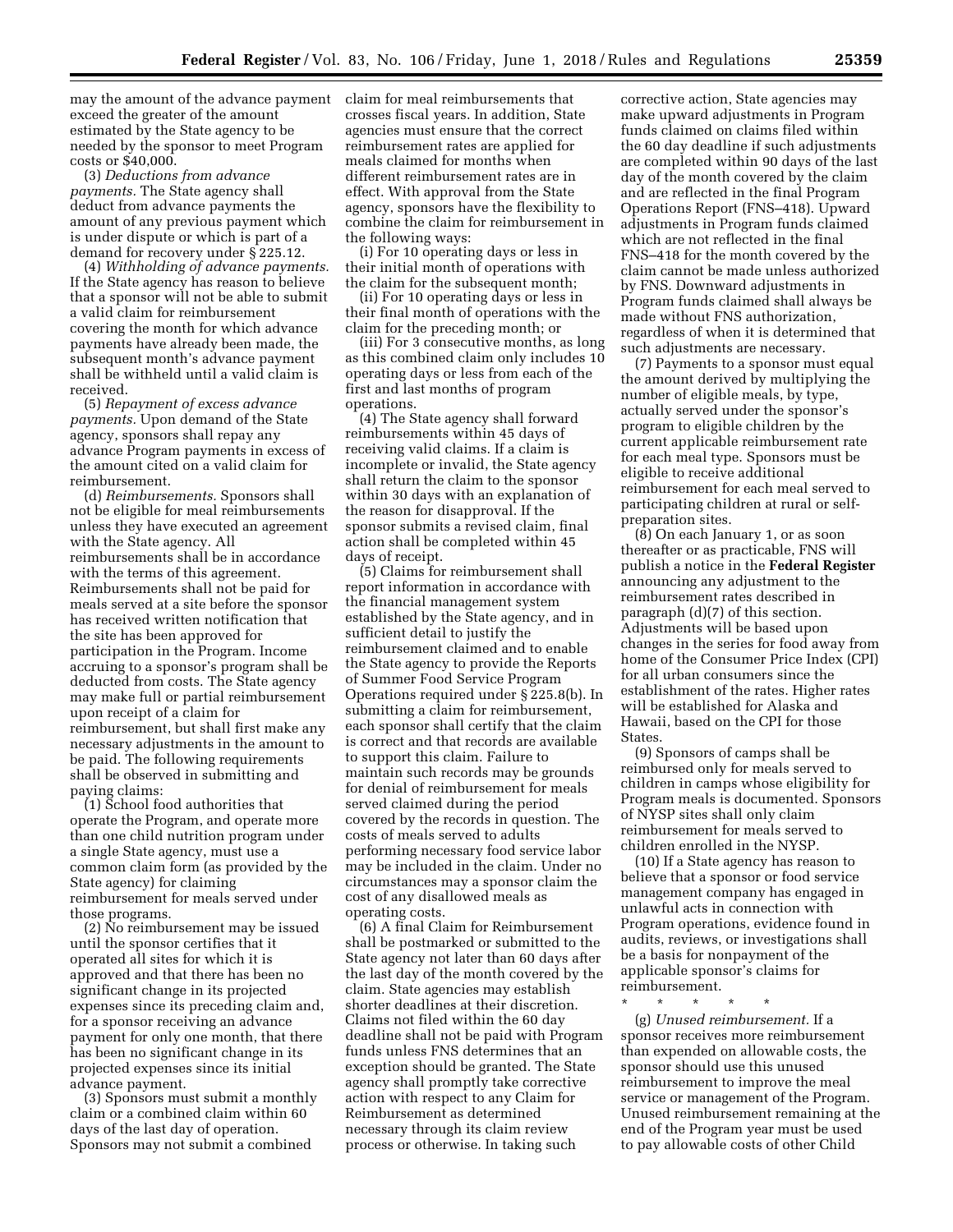may the amount of the advance payment exceed the greater of the amount estimated by the State agency to be needed by the sponsor to meet Program costs or $40,000.

(3) *Deductions from advance payments.* The State agency shall deduct from advance payments the amount of any previous payment which is under dispute or which is part of a demand for recovery under § 225.12.

(4) *Withholding of advance payments.* If the State agency has reason to believe that a sponsor will not be able to submit a valid claim for reimbursement covering the month for which advance payments have already been made, the subsequent month's advance payment shall be withheld until a valid claim is received.

(5) *Repayment of excess advance payments.* Upon demand of the State agency, sponsors shall repay any advance Program payments in excess of the amount cited on a valid claim for reimbursement.

(d) *Reimbursements.* Sponsors shall not be eligible for meal reimbursements unless they have executed an agreement with the State agency. All reimbursements shall be in accordance with the terms of this agreement. Reimbursements shall not be paid for meals served at a site before the sponsor has received written notification that the site has been approved for participation in the Program. Income accruing to a sponsor's program shall be deducted from costs. The State agency may make full or partial reimbursement upon receipt of a claim for reimbursement, but shall first make any necessary adjustments in the amount to be paid. The following requirements shall be observed in submitting and paying claims:

(1) School food authorities that operate the Program, and operate more than one child nutrition program under a single State agency, must use a common claim form (as provided by the State agency) for claiming reimbursement for meals served under those programs.

(2) No reimbursement may be issued until the sponsor certifies that it operated all sites for which it is approved and that there has been no significant change in its projected expenses since its preceding claim and, for a sponsor receiving an advance payment for only one month, that there has been no significant change in its projected expenses since its initial advance payment.

(3) Sponsors must submit a monthly claim or a combined claim within 60 days of the last day of operation. Sponsors may not submit a combined claim for meal reimbursements that crosses fiscal years. In addition, State agencies must ensure that the correct reimbursement rates are applied for meals claimed for months when different reimbursement rates are in effect. With approval from the State agency, sponsors have the flexibility to combine the claim for reimbursement in the following ways:

(i) For 10 operating days or less in their initial month of operations with the claim for the subsequent month;

(ii) For 10 operating days or less in their final month of operations with the claim for the preceding month; or

(iii) For 3 consecutive months, as long as this combined claim only includes 10 operating days or less from each of the first and last months of program operations.

(4) The State agency shall forward reimbursements within 45 days of receiving valid claims. If a claim is incomplete or invalid, the State agency shall return the claim to the sponsor within 30 days with an explanation of the reason for disapproval. If the sponsor submits a revised claim, final action shall be completed within 45 days of receipt.

(5) Claims for reimbursement shall report information in accordance with the financial management system established by the State agency, and in sufficient detail to justify the reimbursement claimed and to enable the State agency to provide the Reports of Summer Food Service Program Operations required under § 225.8(b). In submitting a claim for reimbursement, each sponsor shall certify that the claim is correct and that records are available to support this claim. Failure to maintain such records may be grounds for denial of reimbursement for meals served claimed during the period covered by the records in question. The costs of meals served to adults performing necessary food service labor may be included in the claim. Under no circumstances may a sponsor claim the cost of any disallowed meals as operating costs.

(6) A final Claim for Reimbursement shall be postmarked or submitted to the State agency not later than 60 days after the last day of the month covered by the claim. State agencies may establish shorter deadlines at their discretion. Claims not filed within the 60 day deadline shall not be paid with Program funds unless FNS determines that an exception should be granted. The State agency shall promptly take corrective action with respect to any Claim for Reimbursement as determined necessary through its claim review process or otherwise. In taking such corrective action, State agencies may make upward adjustments in Program funds claimed on claims filed within the 60 day deadline if such adjustments are completed within 90 days of the last day of the month covered by the claim and are reflected in the final Program Operations Report (FNS–418). Upward adjustments in Program funds claimed which are not reflected in the final FNS–418 for the month covered by the claim cannot be made unless authorized by FNS. Downward adjustments in Program funds claimed shall always be made without FNS authorization, regardless of when it is determined that such adjustments are necessary.

(7) Payments to a sponsor must equal the amount derived by multiplying the number of eligible meals, by type, actually served under the sponsor's program to eligible children by the current applicable reimbursement rate for each meal type. Sponsors must be eligible to receive additional reimbursement for each meal served to participating children at rural or self-preparation sites.

(8) On each January 1, or as soon thereafter or as practicable, FNS will publish a notice in the **Federal Register** announcing any adjustment to the reimbursement rates described in paragraph (d)(7) of this section. Adjustments will be based upon changes in the series for food away from home of the Consumer Price Index (CPI) for all urban consumers since the establishment of the rates. Higher rates will be established for Alaska and Hawaii, based on the CPI for those States.

(9) Sponsors of camps shall be reimbursed only for meals served to children in camps whose eligibility for Program meals is documented. Sponsors of NYSP sites shall only claim reimbursement for meals served to children enrolled in the NYSP.

(10) If a State agency has reason to believe that a sponsor or food service management company has engaged in unlawful acts in connection with Program operations, evidence found in audits, reviews, or investigations shall be a basis for nonpayment of the applicable sponsor's claims for reimbursement.

\* \* \* \* \*

(g) *Unused reimbursement.* If a sponsor receives more reimbursement than expended on allowable costs, the sponsor should use this unused reimbursement to improve the meal service or management of the Program. Unused reimbursement remaining at the end of the Program year must be used to pay allowable costs of other Child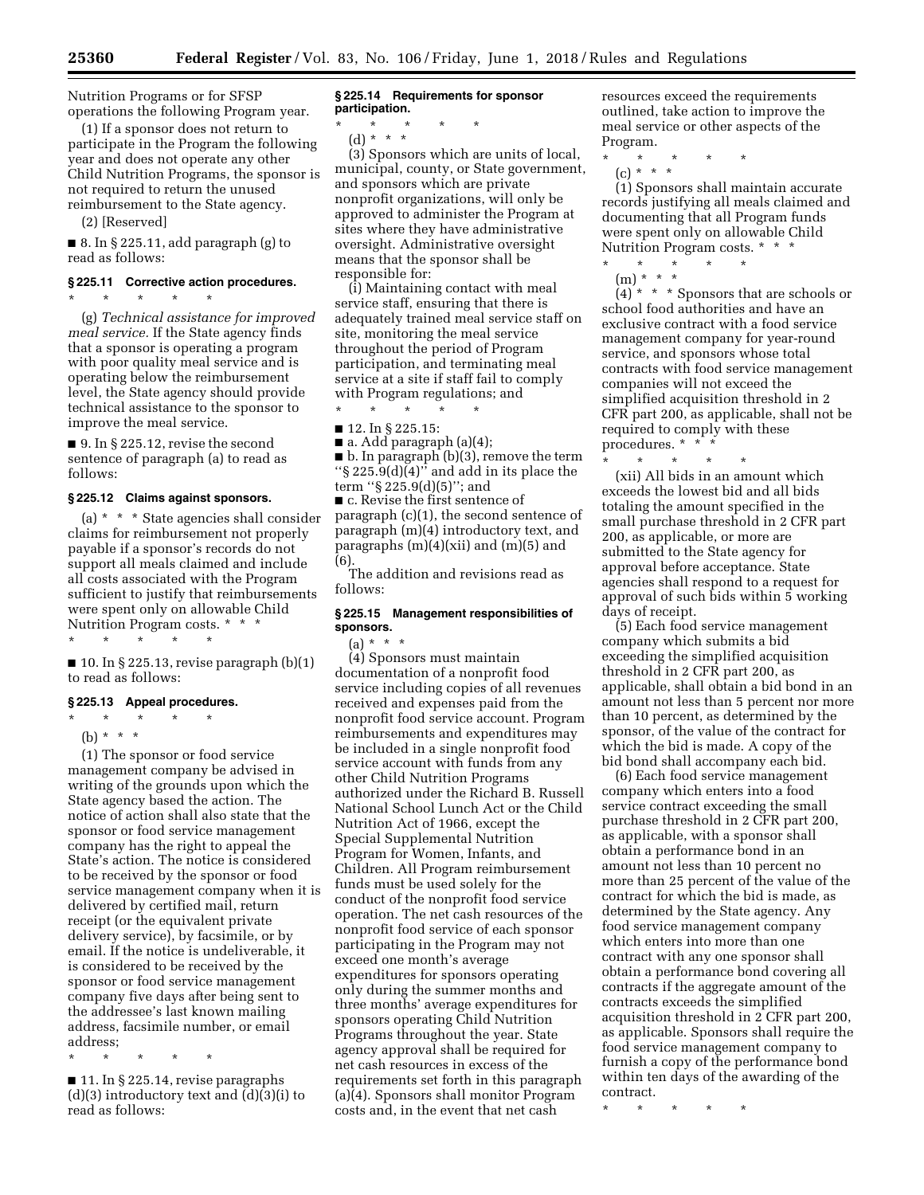Nutrition Programs or for SFSP operations the following Program year.

(1) If a sponsor does not return to participate in the Program the following year and does not operate any other Child Nutrition Programs, the sponsor is not required to return the unused reimbursement to the State agency.

(2) [Reserved]

■ 8. In § 225.11, add paragraph (g) to read as follows:

### § 225.11 Corrective action procedures.

\* \* \* \* \*

(g) *Technical assistance for improved meal service.* If the State agency finds that a sponsor is operating a program with poor quality meal service and is operating below the reimbursement level, the State agency should provide technical assistance to the sponsor to improve the meal service.

■ 9. In § 225.12, revise the second sentence of paragraph (a) to read as follows:

### § 225.12 Claims against sponsors.

(a) \* \* \* State agencies shall consider claims for reimbursement not properly payable if a sponsor's records do not support all meals claimed and include all costs associated with the Program sufficient to justify that reimbursements were spent only on allowable Child Nutrition Program costs. \* \* \*

\* \* \* \* \*

■ 10. In § 225.13, revise paragraph (b)(1) to read as follows:

### § 225.13 Appeal procedures.

\* \* \* \* \*

(b) \* \* \*

(1) The sponsor or food service management company be advised in writing of the grounds upon which the State agency based the action. The notice of action shall also state that the sponsor or food service management company has the right to appeal the State's action. The notice is considered to be received by the sponsor or food service management company when it is delivered by certified mail, return receipt (or the equivalent private delivery service), by facsimile, or by email. If the notice is undeliverable, it is considered to be received by the sponsor or food service management company five days after being sent to the addressee's last known mailing address, facsimile number, or email address;

\* \* \* \* \*

■ 11. In § 225.14, revise paragraphs (d)(3) introductory text and (d)(3)(i) to read as follows:

### § 225.14 Requirements for sponsor participation.

\* \* \* \* \*

(d) \* \* \*

(3) Sponsors which are units of local, municipal, county, or State government, and sponsors which are private nonprofit organizations, will only be approved to administer the Program at sites where they have administrative oversight. Administrative oversight means that the sponsor shall be responsible for:

(i) Maintaining contact with meal service staff, ensuring that there is adequately trained meal service staff on site, monitoring the meal service throughout the period of Program participation, and terminating meal service at a site if staff fail to comply with Program regulations; and

\* \* \* \* \*

■ 12. In § 225.15:

■ a. Add paragraph (a)(4);

■ b. In paragraph (b)(3), remove the term "§ 225.9(d)(4)" and add in its place the term "§ 225.9(d)(5)"; and

■ c. Revise the first sentence of paragraph (c)(1), the second sentence of paragraph (m)(4) introductory text, and paragraphs (m)(4)(xii) and (m)(5) and (6).

The addition and revisions read as follows:

### § 225.15 Management responsibilities of sponsors.

(a) \* \* \*

(4) Sponsors must maintain documentation of a nonprofit food service including copies of all revenues received and expenses paid from the nonprofit food service account. Program reimbursements and expenditures may be included in a single nonprofit food service account with funds from any other Child Nutrition Programs authorized under the Richard B. Russell National School Lunch Act or the Child Nutrition Act of 1966, except the Special Supplemental Nutrition Program for Women, Infants, and Children. All Program reimbursement funds must be used solely for the conduct of the nonprofit food service operation. The net cash resources of the nonprofit food service of each sponsor participating in the Program may not exceed one month's average expenditures for sponsors operating only during the summer months and three months' average expenditures for sponsors operating Child Nutrition Programs throughout the year. State agency approval shall be required for net cash resources in excess of the requirements set forth in this paragraph (a)(4). Sponsors shall monitor Program costs and, in the event that net cash resources exceed the requirements outlined, take action to improve the meal service or other aspects of the Program.

\* \* \* \* \*

(c) \* \* \*

(1) Sponsors shall maintain accurate records justifying all meals claimed and documenting that all Program funds were spent only on allowable Child Nutrition Program costs. \* \* \*

\* \* \* \* \*

(m) \* \* \*

(4) \* \* \* Sponsors that are schools or school food authorities and have an exclusive contract with a food service management company for year-round service, and sponsors whose total contracts with food service management companies will not exceed the simplified acquisition threshold in 2 CFR part 200, as applicable, shall not be required to comply with these procedures. \* \* \*

\* \* \* \* \*

(xii) All bids in an amount which exceeds the lowest bid and all bids totaling the amount specified in the small purchase threshold in 2 CFR part 200, as applicable, or more are submitted to the State agency for approval before acceptance. State agencies shall respond to a request for approval of such bids within 5 working days of receipt.

(5) Each food service management company which submits a bid exceeding the simplified acquisition threshold in 2 CFR part 200, as applicable, shall obtain a bid bond in an amount not less than 5 percent nor more than 10 percent, as determined by the sponsor, of the value of the contract for which the bid is made. A copy of the bid bond shall accompany each bid.

(6) Each food service management company which enters into a food service contract exceeding the small purchase threshold in 2 CFR part 200, as applicable, with a sponsor shall obtain a performance bond in an amount not less than 10 percent no more than 25 percent of the value of the contract for which the bid is made, as determined by the State agency. Any food service management company which enters into more than one contract with any one sponsor shall obtain a performance bond covering all contracts if the aggregate amount of the contracts exceeds the simplified acquisition threshold in 2 CFR part 200, as applicable. Sponsors shall require the food service management company to furnish a copy of the performance bond within ten days of the awarding of the contract.

\* \* \* \* \*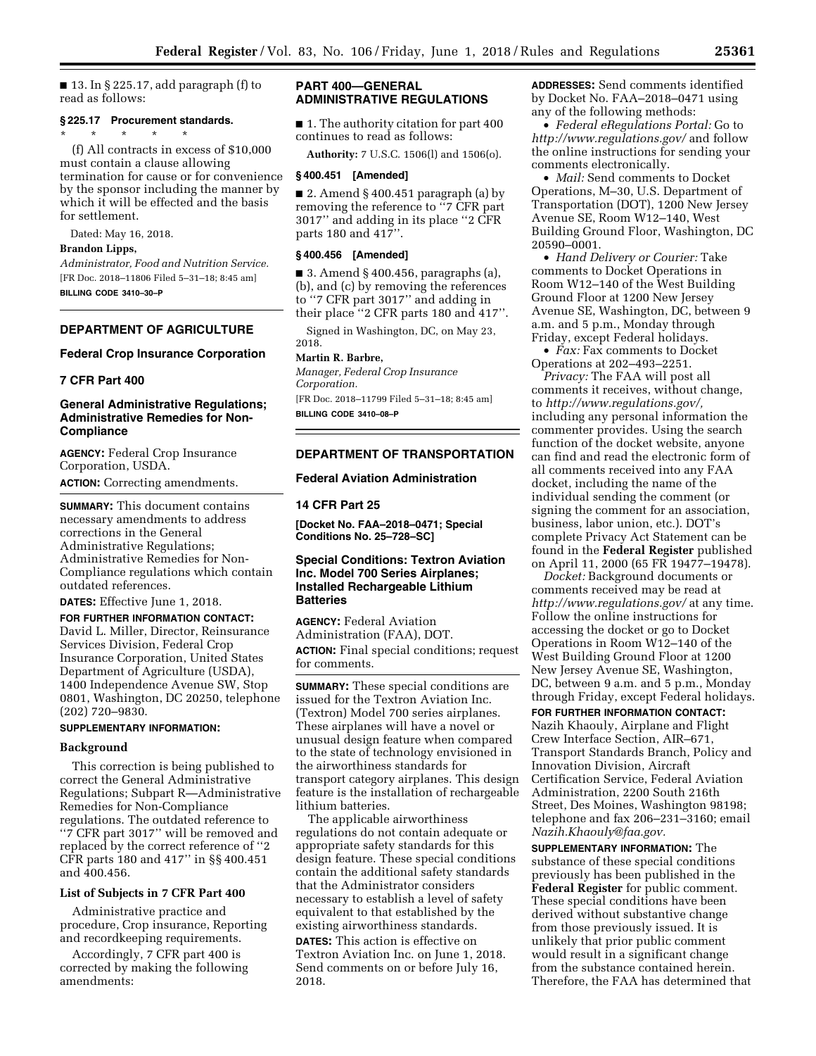■ 13. In § 225.17, add paragraph (f) to read as follows:

**§ 225.17 Procurement standards.**

\* \* \* \* \*

(f) All contracts in excess of $10,000 must contain a clause allowing termination for cause or for convenience by the sponsor including the manner by which it will be effected and the basis for settlement.

Dated: May 16, 2018.

**Brandon Lipps,**

*Administrator, Food and Nutrition Service.*

[FR Doc. 2018–11806 Filed 5–31–18; 8:45 am]

**BILLING CODE 3410–30–P**

## DEPARTMENT OF AGRICULTURE

### Federal Crop Insurance Corporation

### 7 CFR Part 400

### General Administrative Regulations; Administrative Remedies for Non-Compliance

**AGENCY:** Federal Crop Insurance Corporation, USDA.

**ACTION:** Correcting amendments.

**SUMMARY:** This document contains necessary amendments to address corrections in the General Administrative Regulations; Administrative Remedies for Non-Compliance regulations which contain outdated references.

**DATES:** Effective June 1, 2018.

**FOR FURTHER INFORMATION CONTACT:** David L. Miller, Director, Reinsurance Services Division, Federal Crop Insurance Corporation, United States Department of Agriculture (USDA), 1400 Independence Avenue SW, Stop 0801, Washington, DC 20250, telephone (202) 720–9830.

**SUPPLEMENTARY INFORMATION:**

**Background**

This correction is being published to correct the General Administrative Regulations; Subpart R—Administrative Remedies for Non-Compliance regulations. The outdated reference to ''7 CFR part 3017'' will be removed and replaced by the correct reference of ''2 CFR parts 180 and 417'' in §§ 400.451 and 400.456.

**List of Subjects in 7 CFR Part 400**

Administrative practice and procedure, Crop insurance, Reporting and recordkeeping requirements.

Accordingly, 7 CFR part 400 is corrected by making the following amendments:

**PART 400—GENERAL ADMINISTRATIVE REGULATIONS**

■ 1. The authority citation for part 400 continues to read as follows:

**Authority:** 7 U.S.C. 1506(l) and 1506(o).

**§ 400.451 [Amended]**

■ 2. Amend § 400.451 paragraph (a) by removing the reference to ''7 CFR part 3017'' and adding in its place ''2 CFR parts 180 and 417''.

**§ 400.456 [Amended]**

■ 3. Amend § 400.456, paragraphs (a), (b), and (c) by removing the references to ''7 CFR part 3017'' and adding in their place ''2 CFR parts 180 and 417''.

Signed in Washington, DC, on May 23, 2018.

**Martin R. Barbre,**

*Manager, Federal Crop Insurance Corporation.*

[FR Doc. 2018–11799 Filed 5–31–18; 8:45 am]

**BILLING CODE 3410–08–P**

## DEPARTMENT OF TRANSPORTATION

### Federal Aviation Administration

### 14 CFR Part 25

**[Docket No. FAA–2018–0471; Special Conditions No. 25–728–SC]**

### Special Conditions: Textron Aviation Inc. Model 700 Series Airplanes; Installed Rechargeable Lithium Batteries

**AGENCY:** Federal Aviation Administration (FAA), DOT.

**ACTION:** Final special conditions; request for comments.

**SUMMARY:** These special conditions are issued for the Textron Aviation Inc. (Textron) Model 700 series airplanes. These airplanes will have a novel or unusual design feature when compared to the state of technology envisioned in the airworthiness standards for transport category airplanes. This design feature is the installation of rechargeable lithium batteries.

The applicable airworthiness regulations do not contain adequate or appropriate safety standards for this design feature. These special conditions contain the additional safety standards that the Administrator considers necessary to establish a level of safety equivalent to that established by the existing airworthiness standards.

**DATES:** This action is effective on Textron Aviation Inc. on June 1, 2018. Send comments on or before July 16, 2018.

**ADDRESSES:** Send comments identified by Docket No. FAA–2018–0471 using any of the following methods:

- *Federal eRegulations Portal:* Go to *http://www.regulations.gov/* and follow the online instructions for sending your comments electronically.
- *Mail:* Send comments to Docket Operations, M–30, U.S. Department of Transportation (DOT), 1200 New Jersey Avenue SE, Room W12–140, West Building Ground Floor, Washington, DC 20590–0001.
- *Hand Delivery or Courier:* Take comments to Docket Operations in Room W12–140 of the West Building Ground Floor at 1200 New Jersey Avenue SE, Washington, DC, between 9 a.m. and 5 p.m., Monday through Friday, except Federal holidays.
- *Fax:* Fax comments to Docket Operations at 202–493–2251.

*Privacy:* The FAA will post all comments it receives, without change, to *http://www.regulations.gov/,* including any personal information the commenter provides. Using the search function of the docket website, anyone can find and read the electronic form of all comments received into any FAA docket, including the name of the individual sending the comment (or signing the comment for an association, business, labor union, etc.). DOT's complete Privacy Act Statement can be found in the **Federal Register** published on April 11, 2000 (65 FR 19477–19478).

*Docket:* Background documents or comments received may be read at *http://www.regulations.gov/* at any time. Follow the online instructions for accessing the docket or go to Docket Operations in Room W12–140 of the West Building Ground Floor at 1200 New Jersey Avenue SE, Washington, DC, between 9 a.m. and 5 p.m., Monday through Friday, except Federal holidays.

**FOR FURTHER INFORMATION CONTACT:** Nazih Khaouly, Airplane and Flight Crew Interface Section, AIR–671, Transport Standards Branch, Policy and Innovation Division, Aircraft Certification Service, Federal Aviation Administration, 2200 South 216th Street, Des Moines, Washington 98198; telephone and fax 206–231–3160; email *Nazih.Khaouly@faa.gov.*

**SUPPLEMENTARY INFORMATION:** The substance of these special conditions previously has been published in the **Federal Register** for public comment. These special conditions have been derived without substantive change from those previously issued. It is unlikely that prior public comment would result in a significant change from the substance contained herein. Therefore, the FAA has determined that